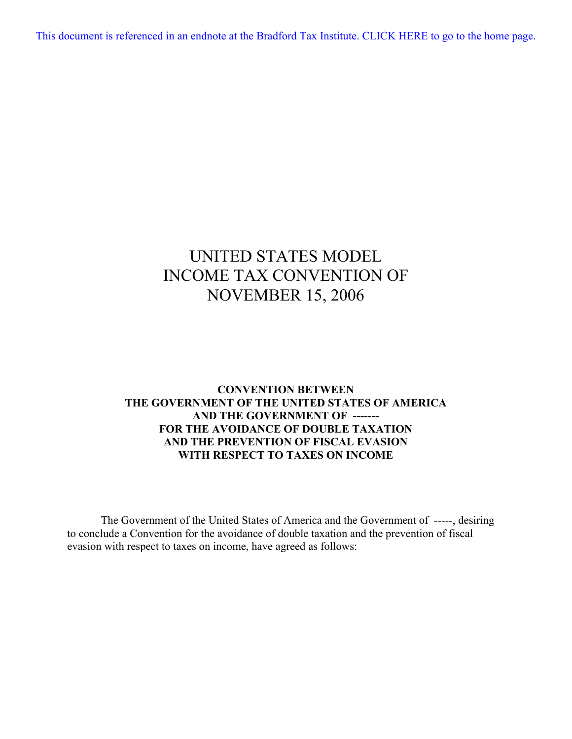This document is referenced in an endnote at the Bradford Tax Institute. CLICK HERE to go to the home page.

# UNITED STATES MODEL INCOME TAX CONVENTION OF NOVEMBER 15, 2006

## CONVENTION BETWEEN THE GOVERNMENT OF THE UNITED STATES OF AMERICA AND THE GOVERNMENT OF ------- FOR THE AVOIDANCE OF DOUBLE TAXATION AND THE PREVENTION OF FISCAL EVASION WITH RESPECT TO TAXES ON INCOME

The Government of the United States of America and the Government of -----, desiring to conclude a Convention for the avoidance of double taxation and the prevention of fiscal evasion with respect to taxes on income, have agreed as follows: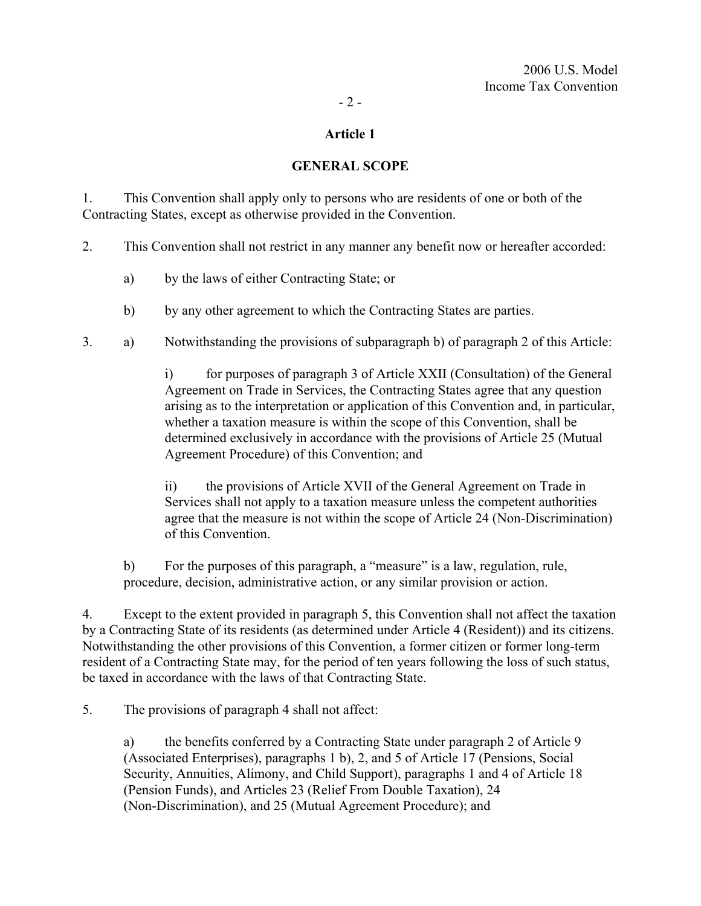## Article 1

## GENERAL SCOPE

1. This Convention shall apply only to persons who are residents of one or both of the Contracting States, except as otherwise provided in the Convention.

2. This Convention shall not restrict in any manner any benefit now or hereafter accorded:

   a) by the laws of either Contracting State; or

   b) by any other agreement to which the Contracting States are parties.

3. a) Notwithstanding the provisions of subparagraph b) of paragraph 2 of this Article:

      i) for purposes of paragraph 3 of Article XXII (Consultation) of the General Agreement on Trade in Services, the Contracting States agree that any question arising as to the interpretation or application of this Convention and, in particular, whether a taxation measure is within the scope of this Convention, shall be determined exclusively in accordance with the provisions of Article 25 (Mutual Agreement Procedure) of this Convention; and

      ii) the provisions of Article XVII of the General Agreement on Trade in Services shall not apply to a taxation measure unless the competent authorities agree that the measure is not within the scope of Article 24 (Non-Discrimination) of this Convention.

   b) For the purposes of this paragraph, a "measure" is a law, regulation, rule, procedure, decision, administrative action, or any similar provision or action.

4. Except to the extent provided in paragraph 5, this Convention shall not affect the taxation by a Contracting State of its residents (as determined under Article 4 (Resident)) and its citizens. Notwithstanding the other provisions of this Convention, a former citizen or former long-term resident of a Contracting State may, for the period of ten years following the loss of such status, be taxed in accordance with the laws of that Contracting State.

5. The provisions of paragraph 4 shall not affect:

   a) the benefits conferred by a Contracting State under paragraph 2 of Article 9 (Associated Enterprises), paragraphs 1 b), 2, and 5 of Article 17 (Pensions, Social Security, Annuities, Alimony, and Child Support), paragraphs 1 and 4 of Article 18 (Pension Funds), and Articles 23 (Relief From Double Taxation), 24 (Non-Discrimination), and 25 (Mutual Agreement Procedure); and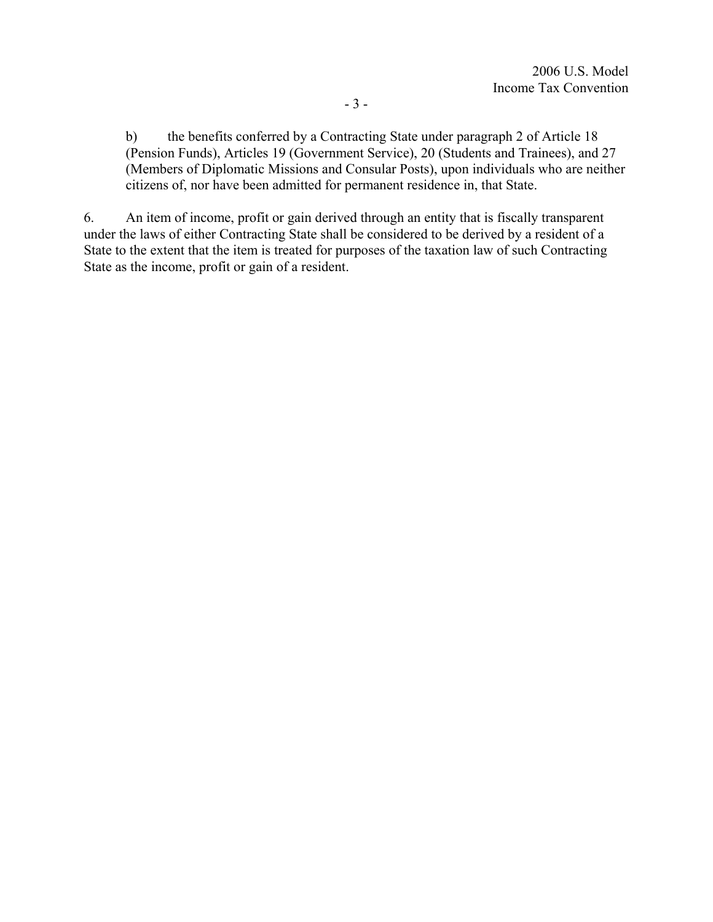b) the benefits conferred by a Contracting State under paragraph 2 of Article 18 (Pension Funds), Articles 19 (Government Service), 20 (Students and Trainees), and 27 (Members of Diplomatic Missions and Consular Posts), upon individuals who are neither citizens of, nor have been admitted for permanent residence in, that State.

6. An item of income, profit or gain derived through an entity that is fiscally transparent under the laws of either Contracting State shall be considered to be derived by a resident of a State to the extent that the item is treated for purposes of the taxation law of such Contracting State as the income, profit or gain of a resident.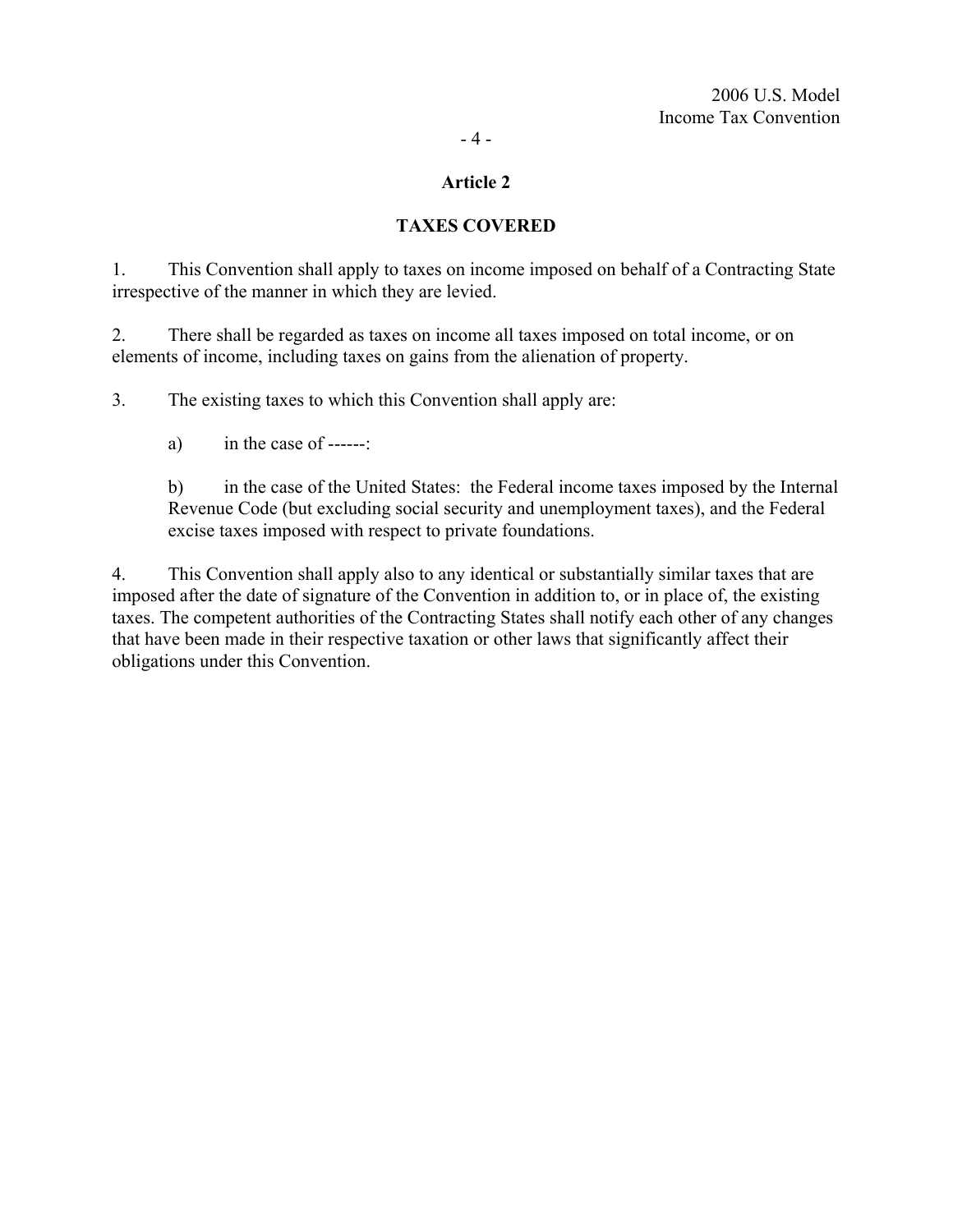## Article 2

## TAXES COVERED

1. This Convention shall apply to taxes on income imposed on behalf of a Contracting State irrespective of the manner in which they are levied.

2. There shall be regarded as taxes on income all taxes imposed on total income, or on elements of income, including taxes on gains from the alienation of property.

3. The existing taxes to which this Convention shall apply are:

   a) in the case of ------:

   b) in the case of the United States: the Federal income taxes imposed by the Internal Revenue Code (but excluding social security and unemployment taxes), and the Federal excise taxes imposed with respect to private foundations.

4. This Convention shall apply also to any identical or substantially similar taxes that are imposed after the date of signature of the Convention in addition to, or in place of, the existing taxes. The competent authorities of the Contracting States shall notify each other of any changes that have been made in their respective taxation or other laws that significantly affect their obligations under this Convention.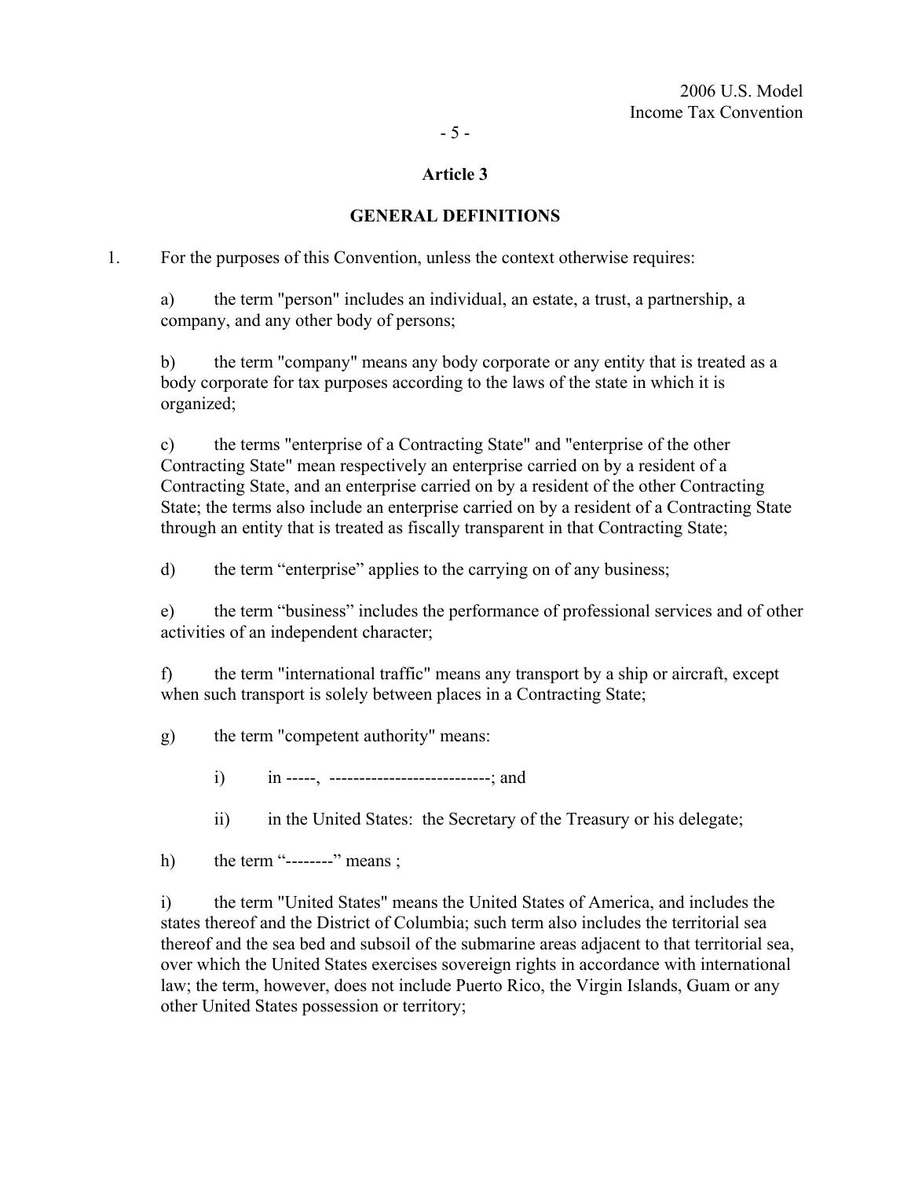## Article 3

## GENERAL DEFINITIONS

1. For the purposes of this Convention, unless the context otherwise requires:

   a) the term "person" includes an individual, an estate, a trust, a partnership, a company, and any other body of persons;

   b) the term "company" means any body corporate or any entity that is treated as a body corporate for tax purposes according to the laws of the state in which it is organized;

   c) the terms "enterprise of a Contracting State" and "enterprise of the other Contracting State" mean respectively an enterprise carried on by a resident of a Contracting State, and an enterprise carried on by a resident of the other Contracting State; the terms also include an enterprise carried on by a resident of a Contracting State through an entity that is treated as fiscally transparent in that Contracting State;

   d) the term "enterprise" applies to the carrying on of any business;

   e) the term "business" includes the performance of professional services and of other activities of an independent character;

   f) the term "international traffic" means any transport by a ship or aircraft, except when such transport is solely between places in a Contracting State;

   g) the term "competent authority" means:

      i) in -----, ---------------------------; and

      ii) in the United States: the Secretary of the Treasury or his delegate;

   h) the term "--------" means ;

   i) the term "United States" means the United States of America, and includes the states thereof and the District of Columbia; such term also includes the territorial sea thereof and the sea bed and subsoil of the submarine areas adjacent to that territorial sea, over which the United States exercises sovereign rights in accordance with international law; the term, however, does not include Puerto Rico, the Virgin Islands, Guam or any other United States possession or territory;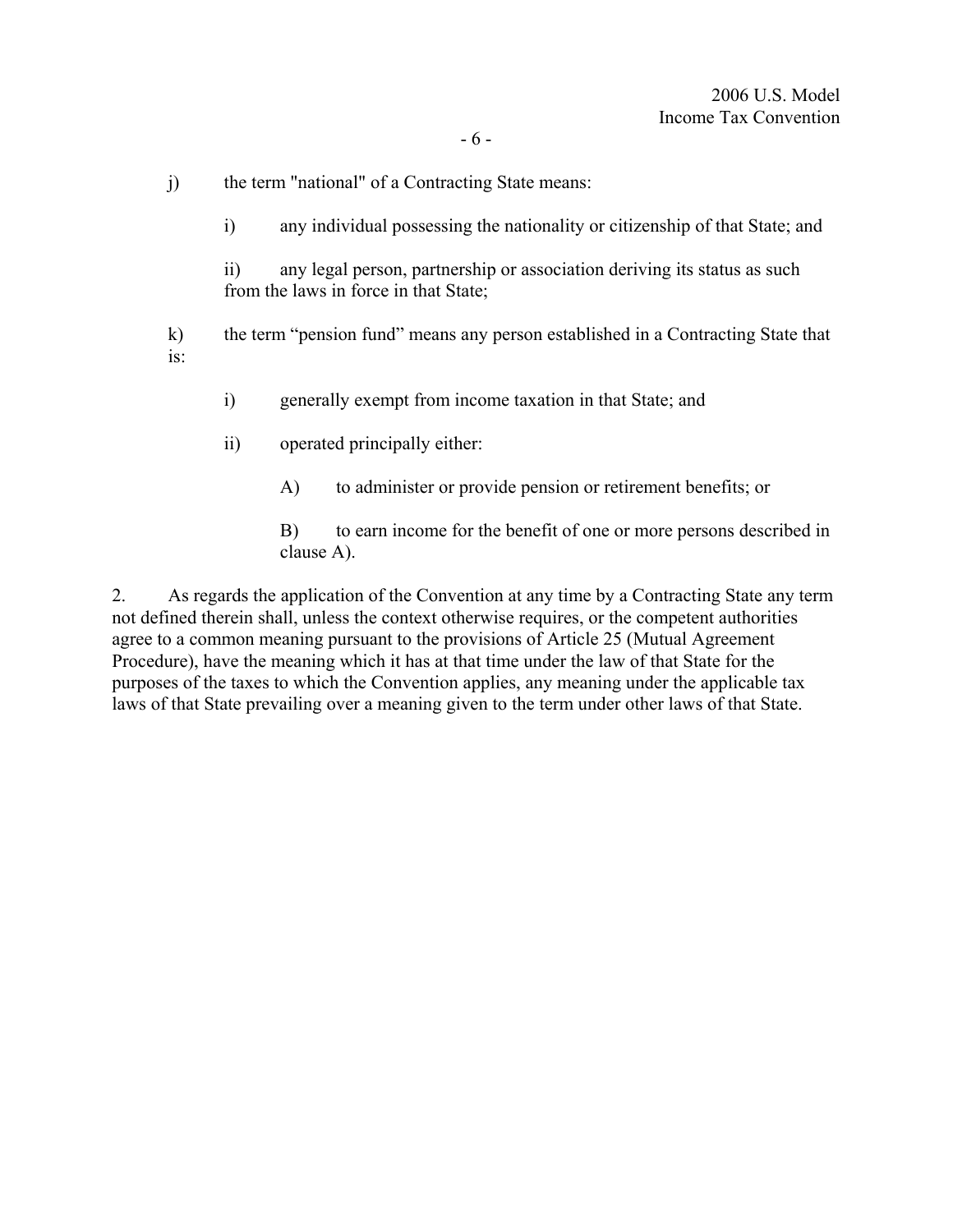j) the term "national" of a Contracting State means:

 i) any individual possessing the nationality or citizenship of that State; and

 ii) any legal person, partnership or association deriving its status as such from the laws in force in that State;

k) the term “pension fund” means any person established in a Contracting State that is:

 i) generally exempt from income taxation in that State; and

 ii) operated principally either:

  A) to administer or provide pension or retirement benefits; or

  B) to earn income for the benefit of one or more persons described in clause A).

2. As regards the application of the Convention at any time by a Contracting State any term not defined therein shall, unless the context otherwise requires, or the competent authorities agree to a common meaning pursuant to the provisions of Article 25 (Mutual Agreement Procedure), have the meaning which it has at that time under the law of that State for the purposes of the taxes to which the Convention applies, any meaning under the applicable tax laws of that State prevailing over a meaning given to the term under other laws of that State.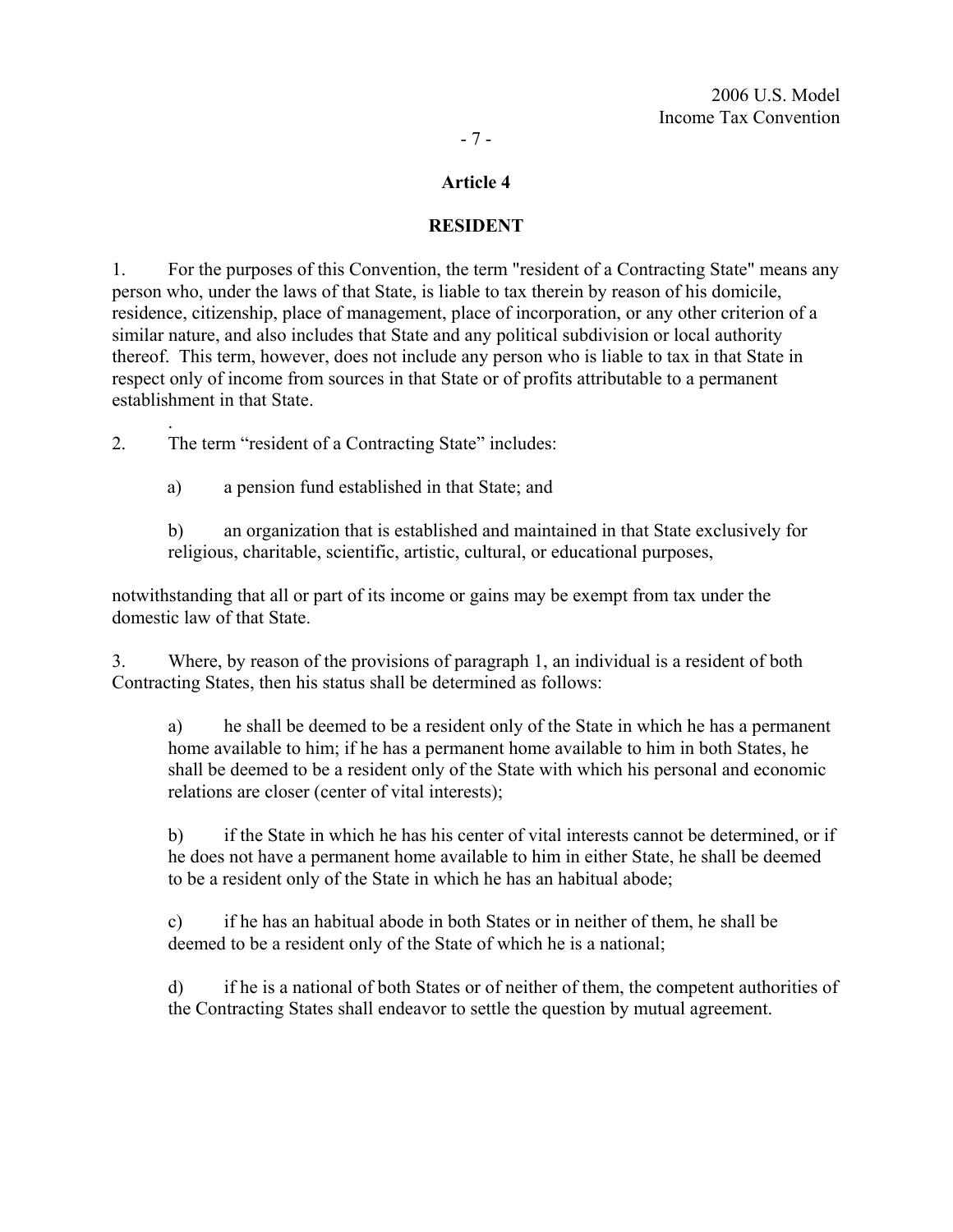## Article 4

## RESIDENT

1. For the purposes of this Convention, the term "resident of a Contracting State" means any person who, under the laws of that State, is liable to tax therein by reason of his domicile, residence, citizenship, place of management, place of incorporation, or any other criterion of a similar nature, and also includes that State and any political subdivision or local authority thereof. This term, however, does not include any person who is liable to tax in that State in respect only of income from sources in that State or of profits attributable to a permanent establishment in that State.

2. The term "resident of a Contracting State" includes:

   a) a pension fund established in that State; and

   b) an organization that is established and maintained in that State exclusively for religious, charitable, scientific, artistic, cultural, or educational purposes,

notwithstanding that all or part of its income or gains may be exempt from tax under the domestic law of that State.

3. Where, by reason of the provisions of paragraph 1, an individual is a resident of both Contracting States, then his status shall be determined as follows:

   a) he shall be deemed to be a resident only of the State in which he has a permanent home available to him; if he has a permanent home available to him in both States, he shall be deemed to be a resident only of the State with which his personal and economic relations are closer (center of vital interests);

   b) if the State in which he has his center of vital interests cannot be determined, or if he does not have a permanent home available to him in either State, he shall be deemed to be a resident only of the State in which he has an habitual abode;

   c) if he has an habitual abode in both States or in neither of them, he shall be deemed to be a resident only of the State of which he is a national;

   d) if he is a national of both States or of neither of them, the competent authorities of the Contracting States shall endeavor to settle the question by mutual agreement.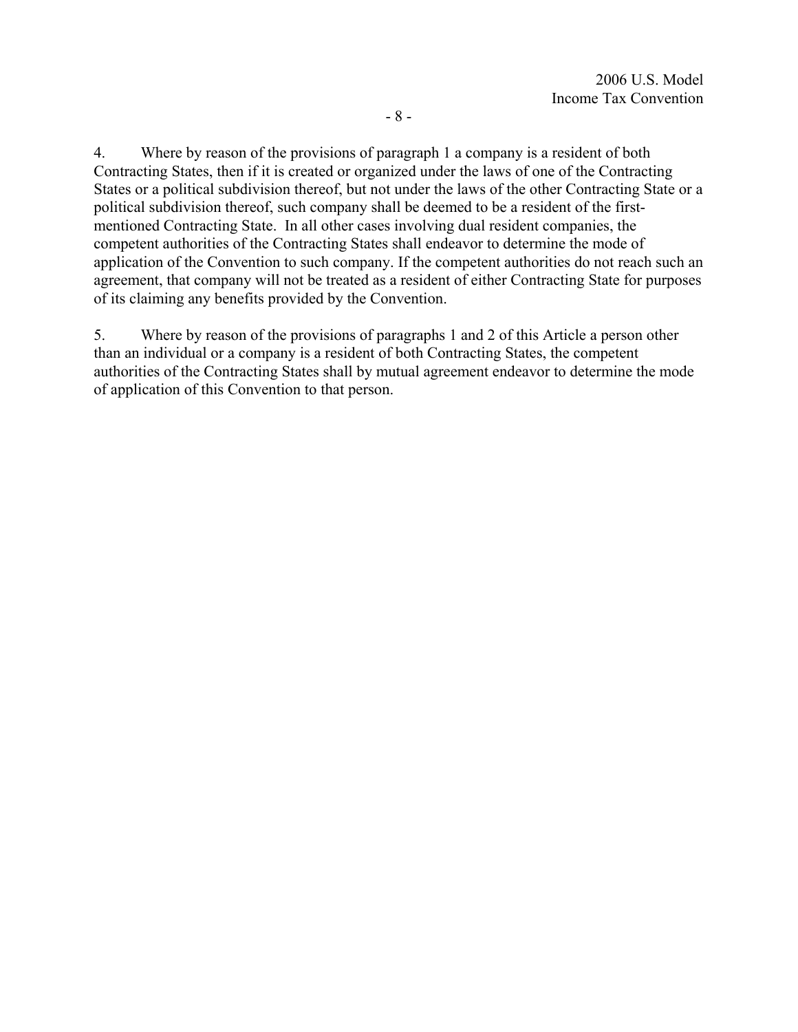4. Where by reason of the provisions of paragraph 1 a company is a resident of both Contracting States, then if it is created or organized under the laws of one of the Contracting States or a political subdivision thereof, but not under the laws of the other Contracting State or a political subdivision thereof, such company shall be deemed to be a resident of the first-mentioned Contracting State. In all other cases involving dual resident companies, the competent authorities of the Contracting States shall endeavor to determine the mode of application of the Convention to such company. If the competent authorities do not reach such an agreement, that company will not be treated as a resident of either Contracting State for purposes of its claiming any benefits provided by the Convention.

5. Where by reason of the provisions of paragraphs 1 and 2 of this Article a person other than an individual or a company is a resident of both Contracting States, the competent authorities of the Contracting States shall by mutual agreement endeavor to determine the mode of application of this Convention to that person.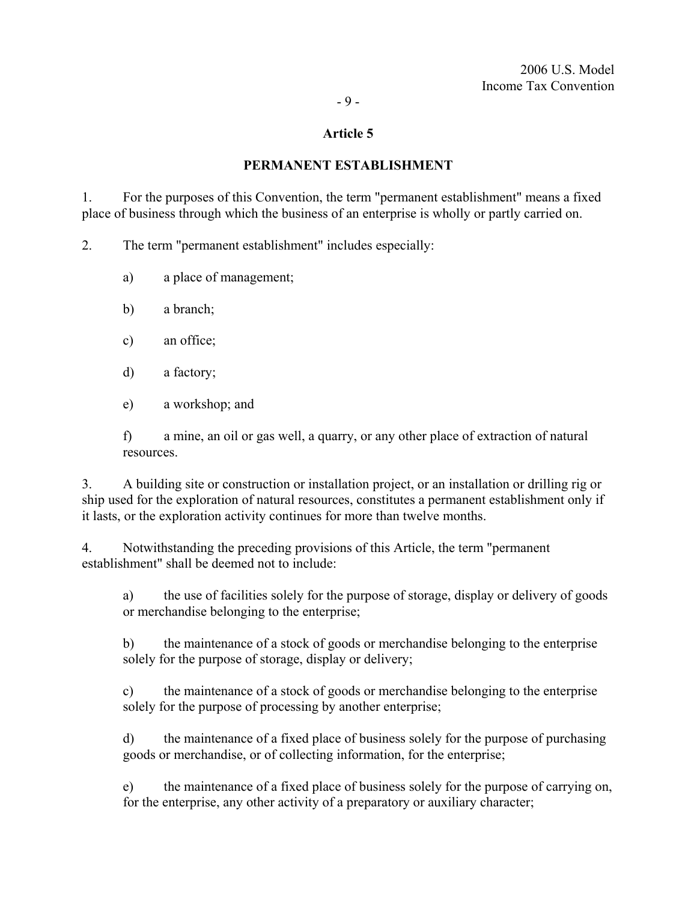## Article 5

## PERMANENT ESTABLISHMENT

1. For the purposes of this Convention, the term "permanent establishment" means a fixed place of business through which the business of an enterprise is wholly or partly carried on.

2. The term "permanent establishment" includes especially:

   a) a place of management;

   b) a branch;

   c) an office;

   d) a factory;

   e) a workshop; and

   f) a mine, an oil or gas well, a quarry, or any other place of extraction of natural resources.

3. A building site or construction or installation project, or an installation or drilling rig or ship used for the exploration of natural resources, constitutes a permanent establishment only if it lasts, or the exploration activity continues for more than twelve months.

4. Notwithstanding the preceding provisions of this Article, the term "permanent establishment" shall be deemed not to include:

   a) the use of facilities solely for the purpose of storage, display or delivery of goods or merchandise belonging to the enterprise;

   b) the maintenance of a stock of goods or merchandise belonging to the enterprise solely for the purpose of storage, display or delivery;

   c) the maintenance of a stock of goods or merchandise belonging to the enterprise solely for the purpose of processing by another enterprise;

   d) the maintenance of a fixed place of business solely for the purpose of purchasing goods or merchandise, or of collecting information, for the enterprise;

   e) the maintenance of a fixed place of business solely for the purpose of carrying on, for the enterprise, any other activity of a preparatory or auxiliary character;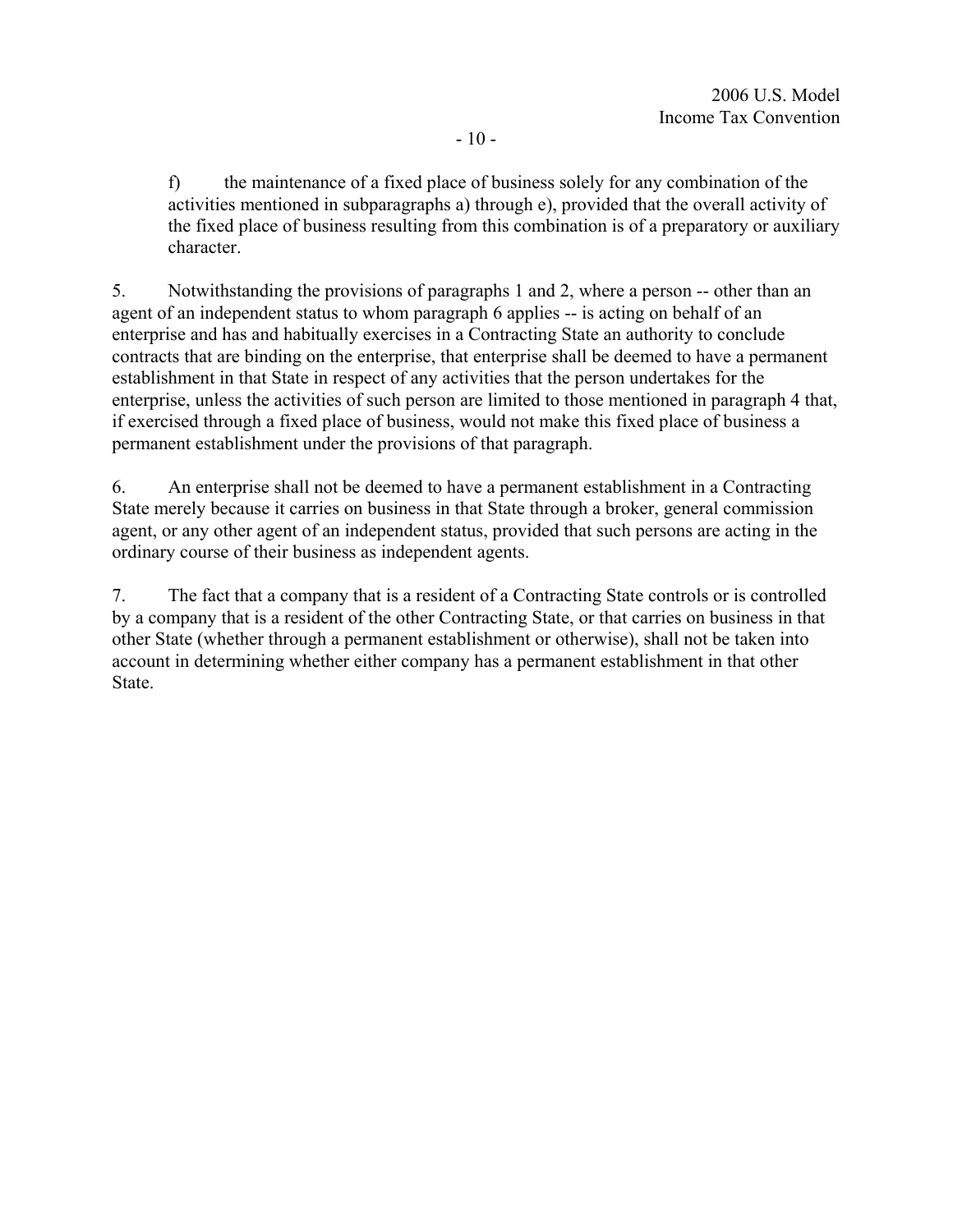f) the maintenance of a fixed place of business solely for any combination of the activities mentioned in subparagraphs a) through e), provided that the overall activity of the fixed place of business resulting from this combination is of a preparatory or auxiliary character.

5. Notwithstanding the provisions of paragraphs 1 and 2, where a person -- other than an agent of an independent status to whom paragraph 6 applies -- is acting on behalf of an enterprise and has and habitually exercises in a Contracting State an authority to conclude contracts that are binding on the enterprise, that enterprise shall be deemed to have a permanent establishment in that State in respect of any activities that the person undertakes for the enterprise, unless the activities of such person are limited to those mentioned in paragraph 4 that, if exercised through a fixed place of business, would not make this fixed place of business a permanent establishment under the provisions of that paragraph.

6. An enterprise shall not be deemed to have a permanent establishment in a Contracting State merely because it carries on business in that State through a broker, general commission agent, or any other agent of an independent status, provided that such persons are acting in the ordinary course of their business as independent agents.

7. The fact that a company that is a resident of a Contracting State controls or is controlled by a company that is a resident of the other Contracting State, or that carries on business in that other State (whether through a permanent establishment or otherwise), shall not be taken into account in determining whether either company has a permanent establishment in that other State.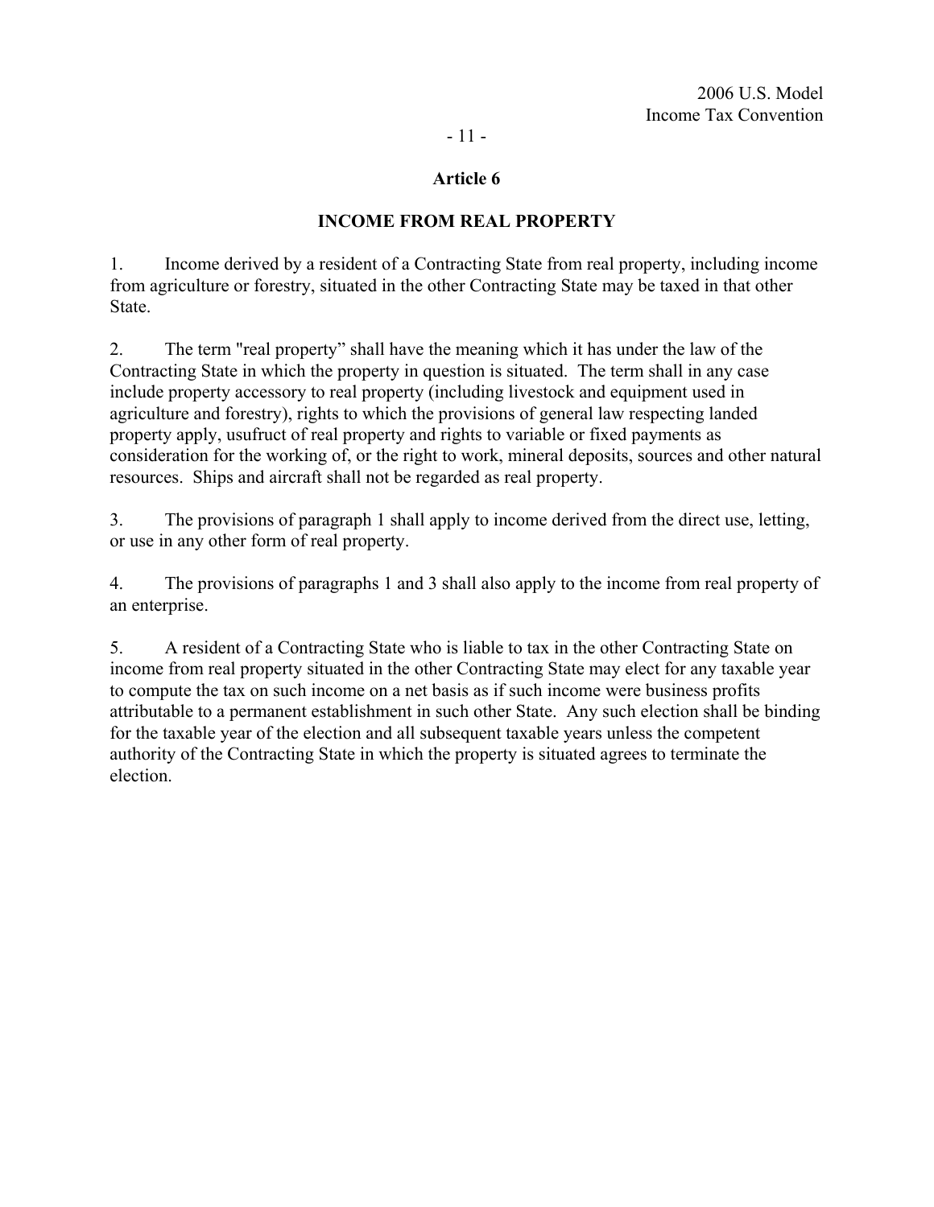## Article 6

## INCOME FROM REAL PROPERTY

1. Income derived by a resident of a Contracting State from real property, including income from agriculture or forestry, situated in the other Contracting State may be taxed in that other State.

2. The term "real property" shall have the meaning which it has under the law of the Contracting State in which the property in question is situated. The term shall in any case include property accessory to real property (including livestock and equipment used in agriculture and forestry), rights to which the provisions of general law respecting landed property apply, usufruct of real property and rights to variable or fixed payments as consideration for the working of, or the right to work, mineral deposits, sources and other natural resources. Ships and aircraft shall not be regarded as real property.

3. The provisions of paragraph 1 shall apply to income derived from the direct use, letting, or use in any other form of real property.

4. The provisions of paragraphs 1 and 3 shall also apply to the income from real property of an enterprise.

5. A resident of a Contracting State who is liable to tax in the other Contracting State on income from real property situated in the other Contracting State may elect for any taxable year to compute the tax on such income on a net basis as if such income were business profits attributable to a permanent establishment in such other State. Any such election shall be binding for the taxable year of the election and all subsequent taxable years unless the competent authority of the Contracting State in which the property is situated agrees to terminate the election.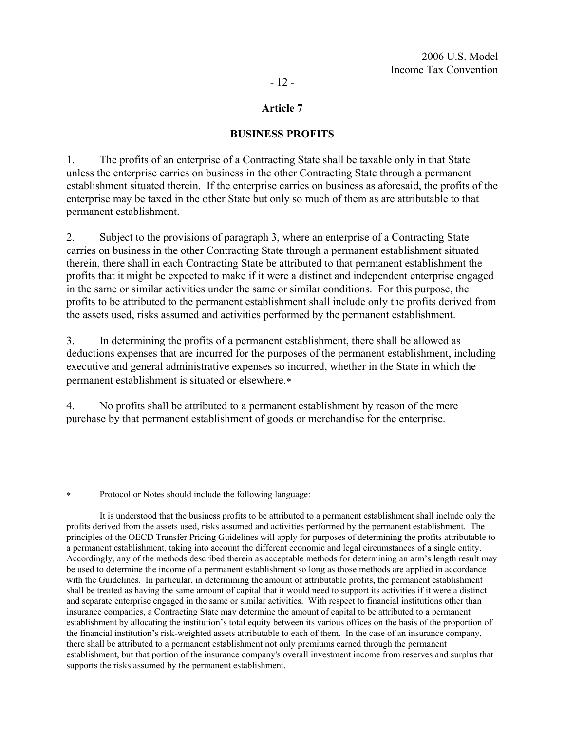## Article 7

## BUSINESS PROFITS

1. The profits of an enterprise of a Contracting State shall be taxable only in that State unless the enterprise carries on business in the other Contracting State through a permanent establishment situated therein. If the enterprise carries on business as aforesaid, the profits of the enterprise may be taxed in the other State but only so much of them as are attributable to that permanent establishment.

2. Subject to the provisions of paragraph 3, where an enterprise of a Contracting State carries on business in the other Contracting State through a permanent establishment situated therein, there shall in each Contracting State be attributed to that permanent establishment the profits that it might be expected to make if it were a distinct and independent enterprise engaged in the same or similar activities under the same or similar conditions. For this purpose, the profits to be attributed to the permanent establishment shall include only the profits derived from the assets used, risks assumed and activities performed by the permanent establishment.

3. In determining the profits of a permanent establishment, there shall be allowed as deductions expenses that are incurred for the purposes of the permanent establishment, including executive and general administrative expenses so incurred, whether in the State in which the permanent establishment is situated or elsewhere.*

4. No profits shall be attributed to a permanent establishment by reason of the mere purchase by that permanent establishment of goods or merchandise for the enterprise.

---

\* Protocol or Notes should include the following language:

It is understood that the business profits to be attributed to a permanent establishment shall include only the profits derived from the assets used, risks assumed and activities performed by the permanent establishment. The principles of the OECD Transfer Pricing Guidelines will apply for purposes of determining the profits attributable to a permanent establishment, taking into account the different economic and legal circumstances of a single entity. Accordingly, any of the methods described therein as acceptable methods for determining an arm's length result may be used to determine the income of a permanent establishment so long as those methods are applied in accordance with the Guidelines. In particular, in determining the amount of attributable profits, the permanent establishment shall be treated as having the same amount of capital that it would need to support its activities if it were a distinct and separate enterprise engaged in the same or similar activities. With respect to financial institutions other than insurance companies, a Contracting State may determine the amount of capital to be attributed to a permanent establishment by allocating the institution's total equity between its various offices on the basis of the proportion of the financial institution's risk-weighted assets attributable to each of them. In the case of an insurance company, there shall be attributed to a permanent establishment not only premiums earned through the permanent establishment, but that portion of the insurance company's overall investment income from reserves and surplus that supports the risks assumed by the permanent establishment.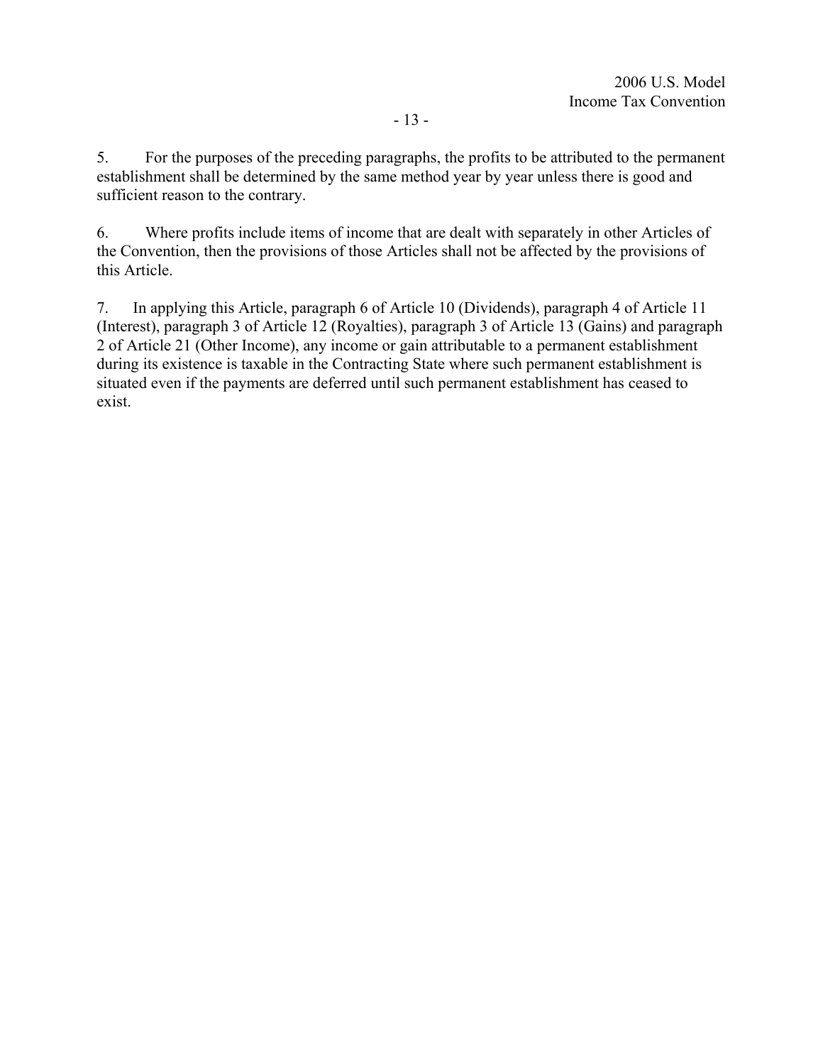5. For the purposes of the preceding paragraphs, the profits to be attributed to the permanent establishment shall be determined by the same method year by year unless there is good and sufficient reason to the contrary.

6. Where profits include items of income that are dealt with separately in other Articles of the Convention, then the provisions of those Articles shall not be affected by the provisions of this Article.

7. In applying this Article, paragraph 6 of Article 10 (Dividends), paragraph 4 of Article 11 (Interest), paragraph 3 of Article 12 (Royalties), paragraph 3 of Article 13 (Gains) and paragraph 2 of Article 21 (Other Income), any income or gain attributable to a permanent establishment during its existence is taxable in the Contracting State where such permanent establishment is situated even if the payments are deferred until such permanent establishment has ceased to exist.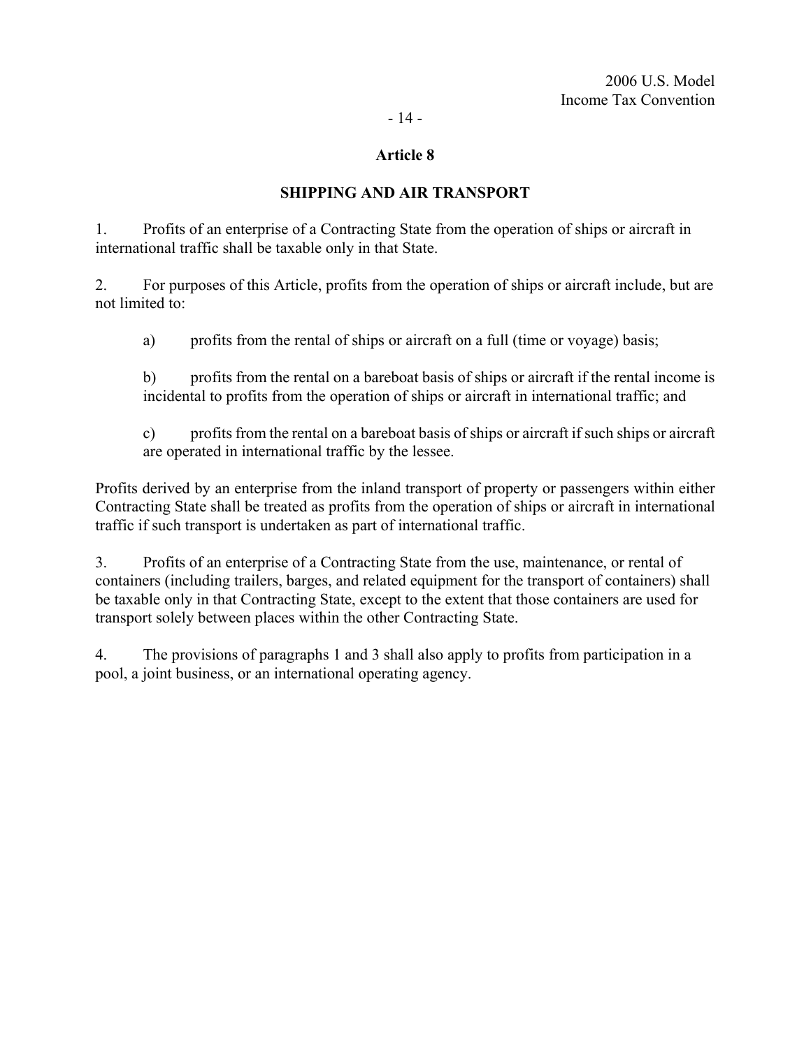## Article 8

## SHIPPING AND AIR TRANSPORT

1. Profits of an enterprise of a Contracting State from the operation of ships or aircraft in international traffic shall be taxable only in that State.

2. For purposes of this Article, profits from the operation of ships or aircraft include, but are not limited to:

   a) profits from the rental of ships or aircraft on a full (time or voyage) basis;

   b) profits from the rental on a bareboat basis of ships or aircraft if the rental income is incidental to profits from the operation of ships or aircraft in international traffic; and

   c) profits from the rental on a bareboat basis of ships or aircraft if such ships or aircraft are operated in international traffic by the lessee.

Profits derived by an enterprise from the inland transport of property or passengers within either Contracting State shall be treated as profits from the operation of ships or aircraft in international traffic if such transport is undertaken as part of international traffic.

3. Profits of an enterprise of a Contracting State from the use, maintenance, or rental of containers (including trailers, barges, and related equipment for the transport of containers) shall be taxable only in that Contracting State, except to the extent that those containers are used for transport solely between places within the other Contracting State.

4. The provisions of paragraphs 1 and 3 shall also apply to profits from participation in a pool, a joint business, or an international operating agency.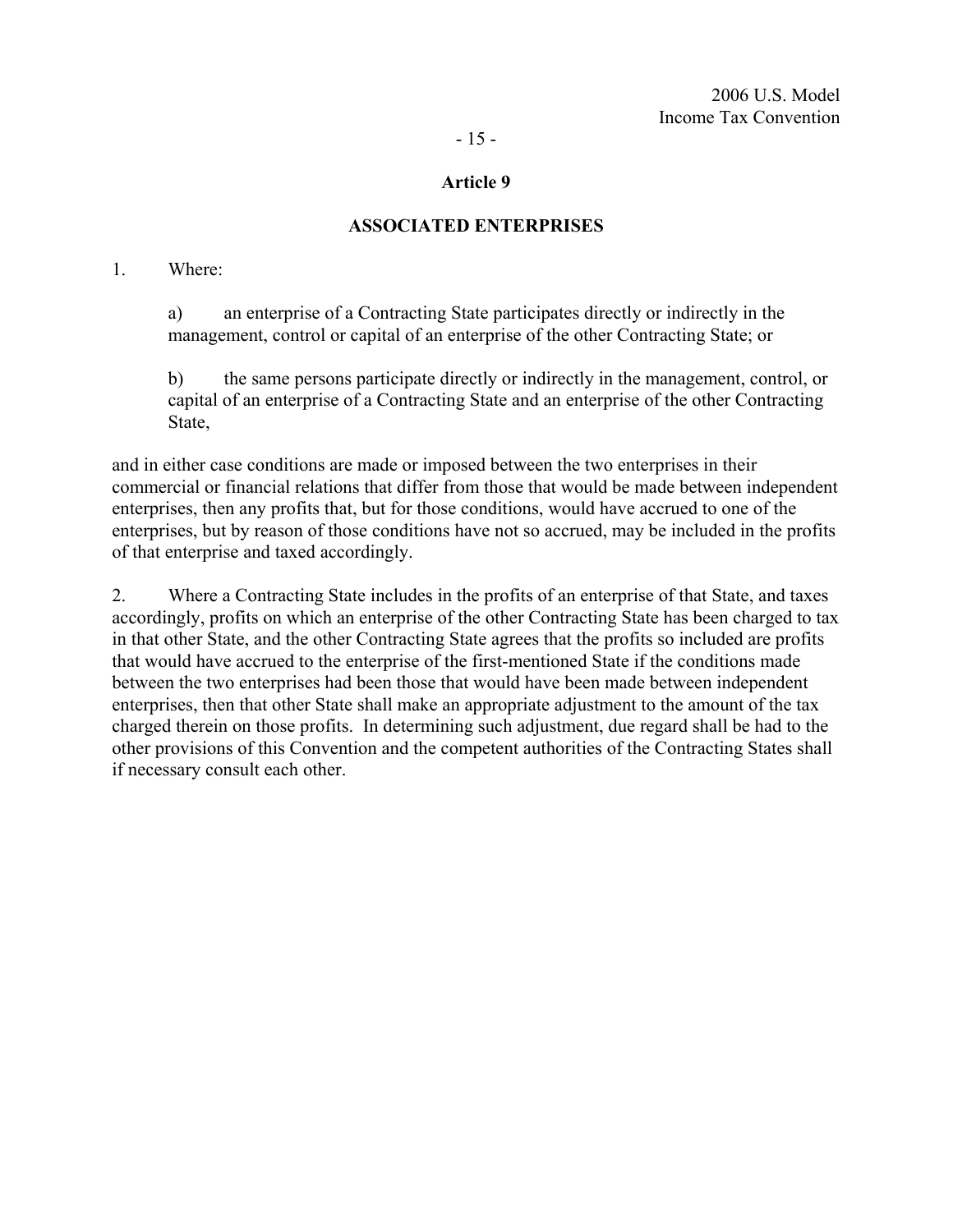## Article 9

### ASSOCIATED ENTERPRISES

1. Where:

   a) an enterprise of a Contracting State participates directly or indirectly in the management, control or capital of an enterprise of the other Contracting State; or

   b) the same persons participate directly or indirectly in the management, control, or capital of an enterprise of a Contracting State and an enterprise of the other Contracting State,

and in either case conditions are made or imposed between the two enterprises in their commercial or financial relations that differ from those that would be made between independent enterprises, then any profits that, but for those conditions, would have accrued to one of the enterprises, but by reason of those conditions have not so accrued, may be included in the profits of that enterprise and taxed accordingly.

2. Where a Contracting State includes in the profits of an enterprise of that State, and taxes accordingly, profits on which an enterprise of the other Contracting State has been charged to tax in that other State, and the other Contracting State agrees that the profits so included are profits that would have accrued to the enterprise of the first-mentioned State if the conditions made between the two enterprises had been those that would have been made between independent enterprises, then that other State shall make an appropriate adjustment to the amount of the tax charged therein on those profits. In determining such adjustment, due regard shall be had to the other provisions of this Convention and the competent authorities of the Contracting States shall if necessary consult each other.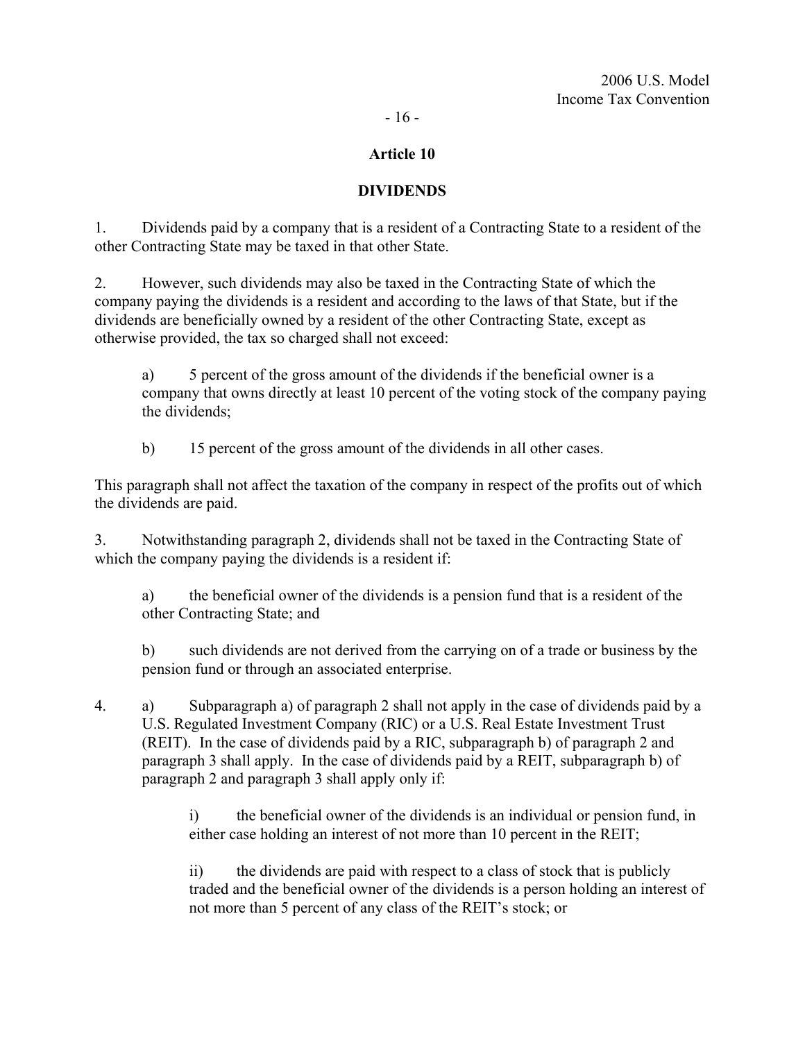## Article 10

## DIVIDENDS

1. Dividends paid by a company that is a resident of a Contracting State to a resident of the other Contracting State may be taxed in that other State.

2. However, such dividends may also be taxed in the Contracting State of which the company paying the dividends is a resident and according to the laws of that State, but if the dividends are beneficially owned by a resident of the other Contracting State, except as otherwise provided, the tax so charged shall not exceed:

   a) 5 percent of the gross amount of the dividends if the beneficial owner is a company that owns directly at least 10 percent of the voting stock of the company paying the dividends;

   b) 15 percent of the gross amount of the dividends in all other cases.

This paragraph shall not affect the taxation of the company in respect of the profits out of which the dividends are paid.

3. Notwithstanding paragraph 2, dividends shall not be taxed in the Contracting State of which the company paying the dividends is a resident if:

   a) the beneficial owner of the dividends is a pension fund that is a resident of the other Contracting State; and

   b) such dividends are not derived from the carrying on of a trade or business by the pension fund or through an associated enterprise.

4. a) Subparagraph a) of paragraph 2 shall not apply in the case of dividends paid by a U.S. Regulated Investment Company (RIC) or a U.S. Real Estate Investment Trust (REIT). In the case of dividends paid by a RIC, subparagraph b) of paragraph 2 and paragraph 3 shall apply. In the case of dividends paid by a REIT, subparagraph b) of paragraph 2 and paragraph 3 shall apply only if:

   i) the beneficial owner of the dividends is an individual or pension fund, in either case holding an interest of not more than 10 percent in the REIT;

   ii) the dividends are paid with respect to a class of stock that is publicly traded and the beneficial owner of the dividends is a person holding an interest of not more than 5 percent of any class of the REIT's stock; or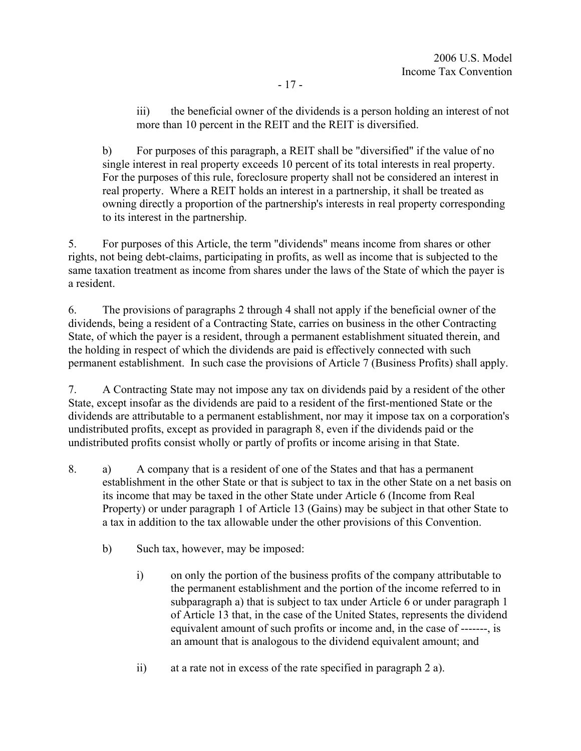iii) the beneficial owner of the dividends is a person holding an interest of not more than 10 percent in the REIT and the REIT is diversified.

b) For purposes of this paragraph, a REIT shall be "diversified" if the value of no single interest in real property exceeds 10 percent of its total interests in real property. For the purposes of this rule, foreclosure property shall not be considered an interest in real property. Where a REIT holds an interest in a partnership, it shall be treated as owning directly a proportion of the partnership's interests in real property corresponding to its interest in the partnership.

5. For purposes of this Article, the term "dividends" means income from shares or other rights, not being debt-claims, participating in profits, as well as income that is subjected to the same taxation treatment as income from shares under the laws of the State of which the payer is a resident.

6. The provisions of paragraphs 2 through 4 shall not apply if the beneficial owner of the dividends, being a resident of a Contracting State, carries on business in the other Contracting State, of which the payer is a resident, through a permanent establishment situated therein, and the holding in respect of which the dividends are paid is effectively connected with such permanent establishment. In such case the provisions of Article 7 (Business Profits) shall apply.

7. A Contracting State may not impose any tax on dividends paid by a resident of the other State, except insofar as the dividends are paid to a resident of the first-mentioned State or the dividends are attributable to a permanent establishment, nor may it impose tax on a corporation's undistributed profits, except as provided in paragraph 8, even if the dividends paid or the undistributed profits consist wholly or partly of profits or income arising in that State.

8. a) A company that is a resident of one of the States and that has a permanent establishment in the other State or that is subject to tax in the other State on a net basis on its income that may be taxed in the other State under Article 6 (Income from Real Property) or under paragraph 1 of Article 13 (Gains) may be subject in that other State to a tax in addition to the tax allowable under the other provisions of this Convention.

b) Such tax, however, may be imposed:

i) on only the portion of the business profits of the company attributable to the permanent establishment and the portion of the income referred to in subparagraph a) that is subject to tax under Article 6 or under paragraph 1 of Article 13 that, in the case of the United States, represents the dividend equivalent amount of such profits or income and, in the case of -------, is an amount that is analogous to the dividend equivalent amount; and

ii) at a rate not in excess of the rate specified in paragraph 2 a).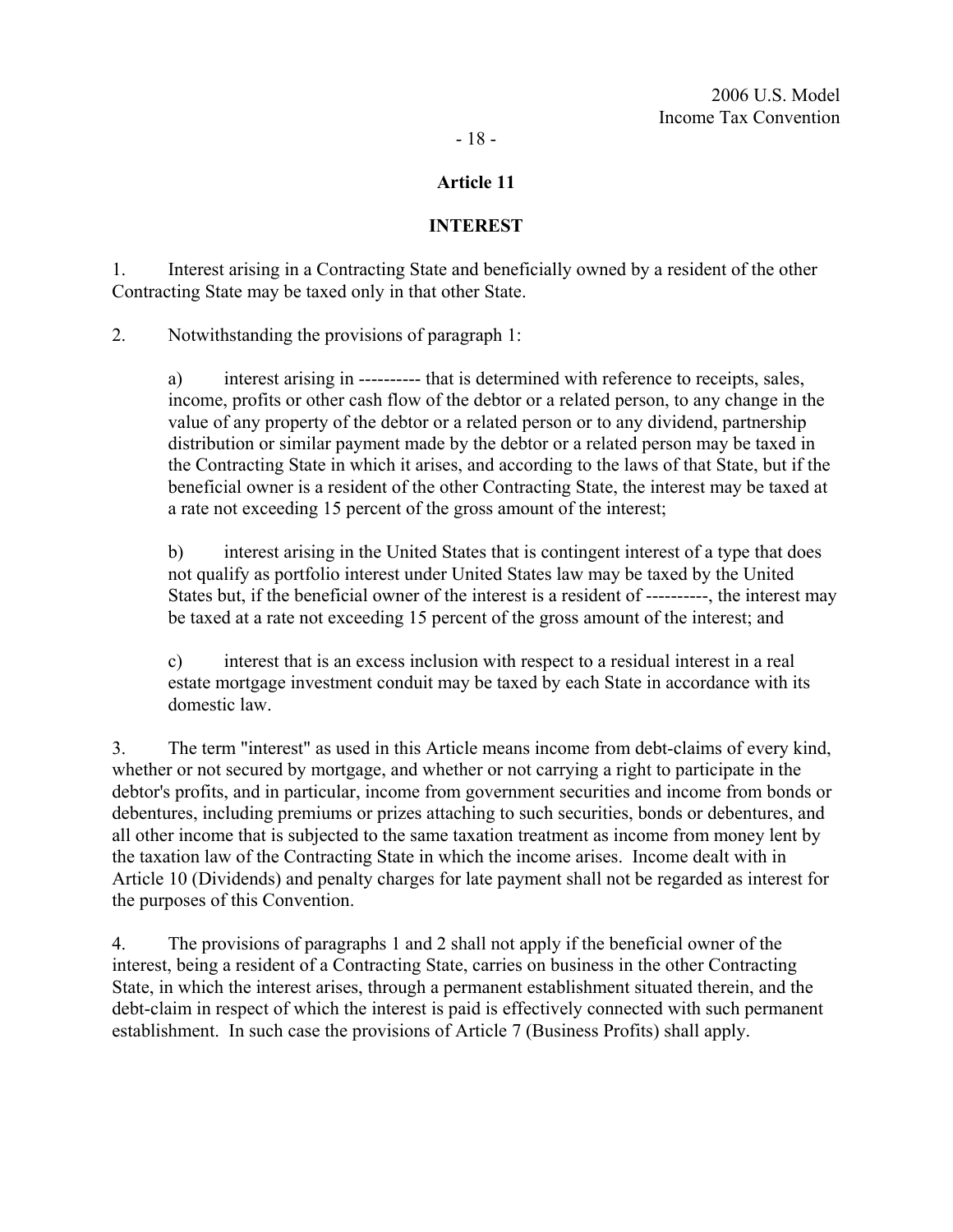## Article 11

## INTEREST

1. Interest arising in a Contracting State and beneficially owned by a resident of the other Contracting State may be taxed only in that other State.

2. Notwithstanding the provisions of paragraph 1:

   a) interest arising in ---------- that is determined with reference to receipts, sales, income, profits or other cash flow of the debtor or a related person, to any change in the value of any property of the debtor or a related person or to any dividend, partnership distribution or similar payment made by the debtor or a related person may be taxed in the Contracting State in which it arises, and according to the laws of that State, but if the beneficial owner is a resident of the other Contracting State, the interest may be taxed at a rate not exceeding 15 percent of the gross amount of the interest;

   b) interest arising in the United States that is contingent interest of a type that does not qualify as portfolio interest under United States law may be taxed by the United States but, if the beneficial owner of the interest is a resident of ----------, the interest may be taxed at a rate not exceeding 15 percent of the gross amount of the interest; and

   c) interest that is an excess inclusion with respect to a residual interest in a real estate mortgage investment conduit may be taxed by each State in accordance with its domestic law.

3. The term "interest" as used in this Article means income from debt-claims of every kind, whether or not secured by mortgage, and whether or not carrying a right to participate in the debtor's profits, and in particular, income from government securities and income from bonds or debentures, including premiums or prizes attaching to such securities, bonds or debentures, and all other income that is subjected to the same taxation treatment as income from money lent by the taxation law of the Contracting State in which the income arises. Income dealt with in Article 10 (Dividends) and penalty charges for late payment shall not be regarded as interest for the purposes of this Convention.

4. The provisions of paragraphs 1 and 2 shall not apply if the beneficial owner of the interest, being a resident of a Contracting State, carries on business in the other Contracting State, in which the interest arises, through a permanent establishment situated therein, and the debt-claim in respect of which the interest is paid is effectively connected with such permanent establishment. In such case the provisions of Article 7 (Business Profits) shall apply.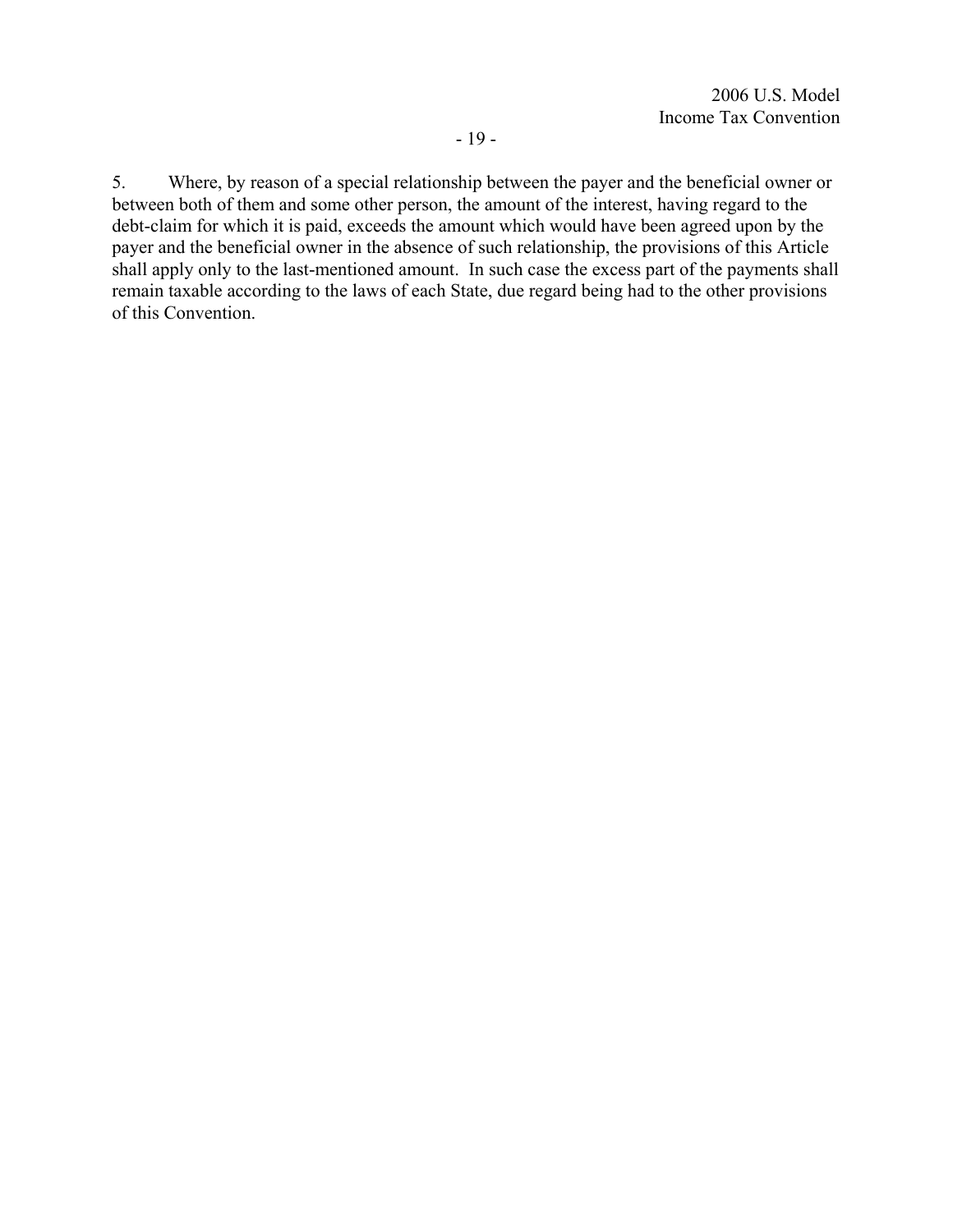5. Where, by reason of a special relationship between the payer and the beneficial owner or between both of them and some other person, the amount of the interest, having regard to the debt-claim for which it is paid, exceeds the amount which would have been agreed upon by the payer and the beneficial owner in the absence of such relationship, the provisions of this Article shall apply only to the last-mentioned amount. In such case the excess part of the payments shall remain taxable according to the laws of each State, due regard being had to the other provisions of this Convention.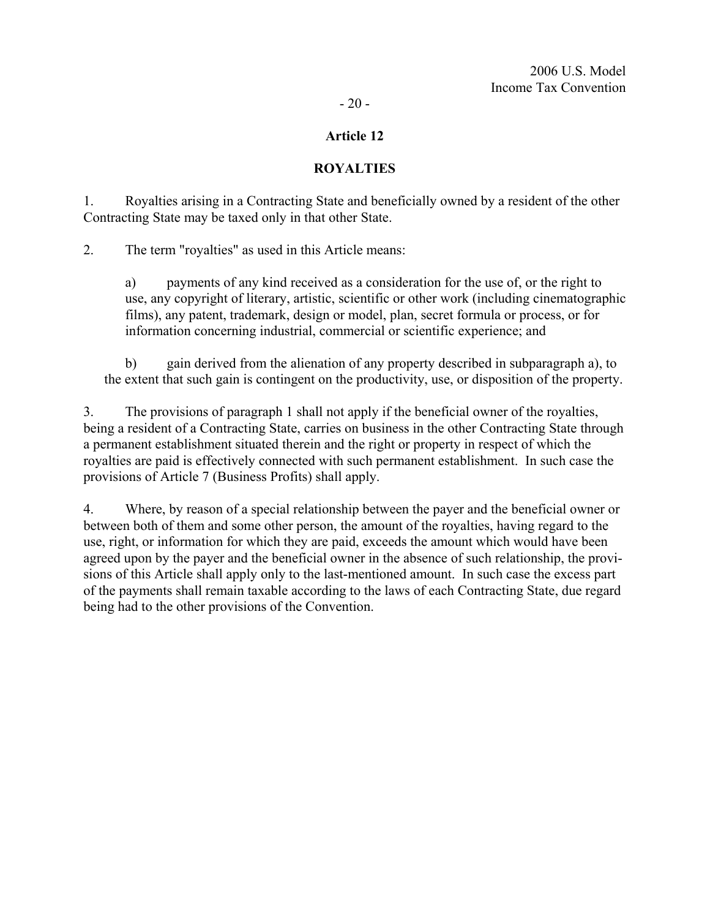## Article 12

## ROYALTIES

1. Royalties arising in a Contracting State and beneficially owned by a resident of the other Contracting State may be taxed only in that other State.

2. The term "royalties" as used in this Article means:

   a) payments of any kind received as a consideration for the use of, or the right to use, any copyright of literary, artistic, scientific or other work (including cinematographic films), any patent, trademark, design or model, plan, secret formula or process, or for information concerning industrial, commercial or scientific experience; and

   b) gain derived from the alienation of any property described in subparagraph a), to the extent that such gain is contingent on the productivity, use, or disposition of the property.

3. The provisions of paragraph 1 shall not apply if the beneficial owner of the royalties, being a resident of a Contracting State, carries on business in the other Contracting State through a permanent establishment situated therein and the right or property in respect of which the royalties are paid is effectively connected with such permanent establishment. In such case the provisions of Article 7 (Business Profits) shall apply.

4. Where, by reason of a special relationship between the payer and the beneficial owner or between both of them and some other person, the amount of the royalties, having regard to the use, right, or information for which they are paid, exceeds the amount which would have been agreed upon by the payer and the beneficial owner in the absence of such relationship, the provisions of this Article shall apply only to the last-mentioned amount. In such case the excess part of the payments shall remain taxable according to the laws of each Contracting State, due regard being had to the other provisions of the Convention.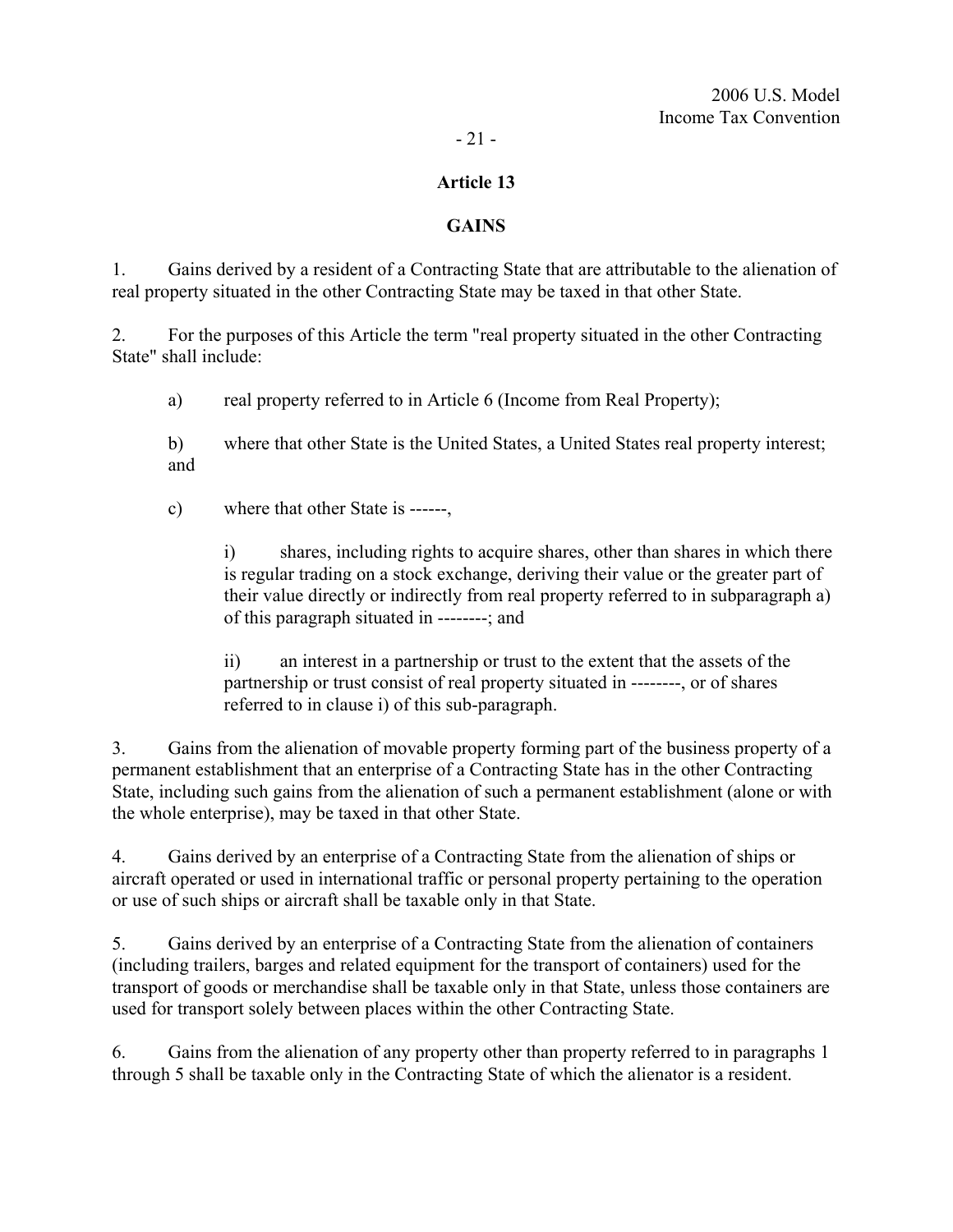## Article 13

## GAINS

1. Gains derived by a resident of a Contracting State that are attributable to the alienation of real property situated in the other Contracting State may be taxed in that other State.

2. For the purposes of this Article the term "real property situated in the other Contracting State" shall include:

 a) real property referred to in Article 6 (Income from Real Property);

 b) where that other State is the United States, a United States real property interest; and

 c) where that other State is ------,

  i) shares, including rights to acquire shares, other than shares in which there is regular trading on a stock exchange, deriving their value or the greater part of their value directly or indirectly from real property referred to in subparagraph a) of this paragraph situated in --------; and

  ii) an interest in a partnership or trust to the extent that the assets of the partnership or trust consist of real property situated in --------, or of shares referred to in clause i) of this sub-paragraph.

3. Gains from the alienation of movable property forming part of the business property of a permanent establishment that an enterprise of a Contracting State has in the other Contracting State, including such gains from the alienation of such a permanent establishment (alone or with the whole enterprise), may be taxed in that other State.

4. Gains derived by an enterprise of a Contracting State from the alienation of ships or aircraft operated or used in international traffic or personal property pertaining to the operation or use of such ships or aircraft shall be taxable only in that State.

5. Gains derived by an enterprise of a Contracting State from the alienation of containers (including trailers, barges and related equipment for the transport of containers) used for the transport of goods or merchandise shall be taxable only in that State, unless those containers are used for transport solely between places within the other Contracting State.

6. Gains from the alienation of any property other than property referred to in paragraphs 1 through 5 shall be taxable only in the Contracting State of which the alienator is a resident.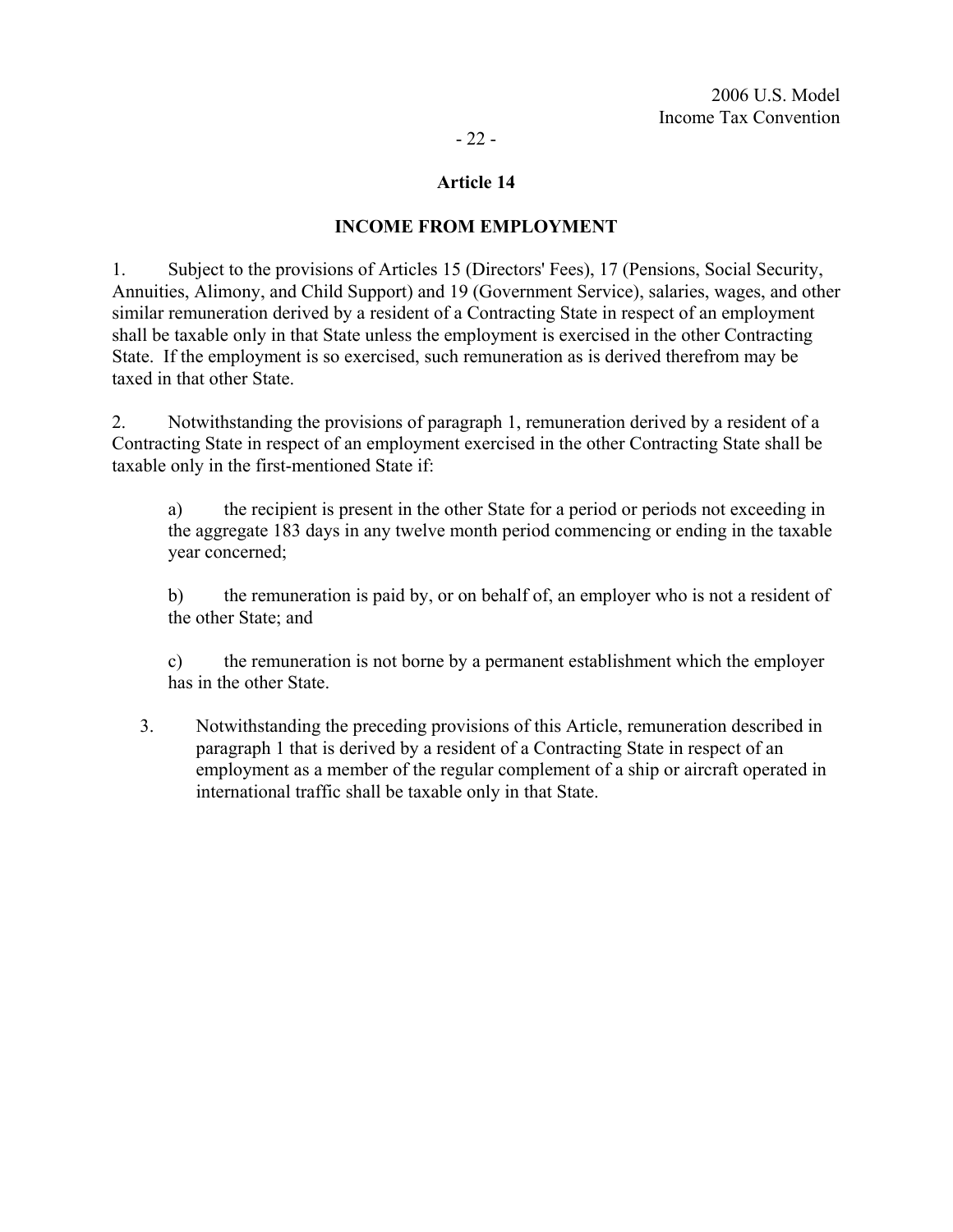## Article 14

## INCOME FROM EMPLOYMENT

1. Subject to the provisions of Articles 15 (Directors' Fees), 17 (Pensions, Social Security, Annuities, Alimony, and Child Support) and 19 (Government Service), salaries, wages, and other similar remuneration derived by a resident of a Contracting State in respect of an employment shall be taxable only in that State unless the employment is exercised in the other Contracting State. If the employment is so exercised, such remuneration as is derived therefrom may be taxed in that other State.

2. Notwithstanding the provisions of paragraph 1, remuneration derived by a resident of a Contracting State in respect of an employment exercised in the other Contracting State shall be taxable only in the first-mentioned State if:

   a) the recipient is present in the other State for a period or periods not exceeding in the aggregate 183 days in any twelve month period commencing or ending in the taxable year concerned;

   b) the remuneration is paid by, or on behalf of, an employer who is not a resident of the other State; and

   c) the remuneration is not borne by a permanent establishment which the employer has in the other State.

3. Notwithstanding the preceding provisions of this Article, remuneration described in paragraph 1 that is derived by a resident of a Contracting State in respect of an employment as a member of the regular complement of a ship or aircraft operated in international traffic shall be taxable only in that State.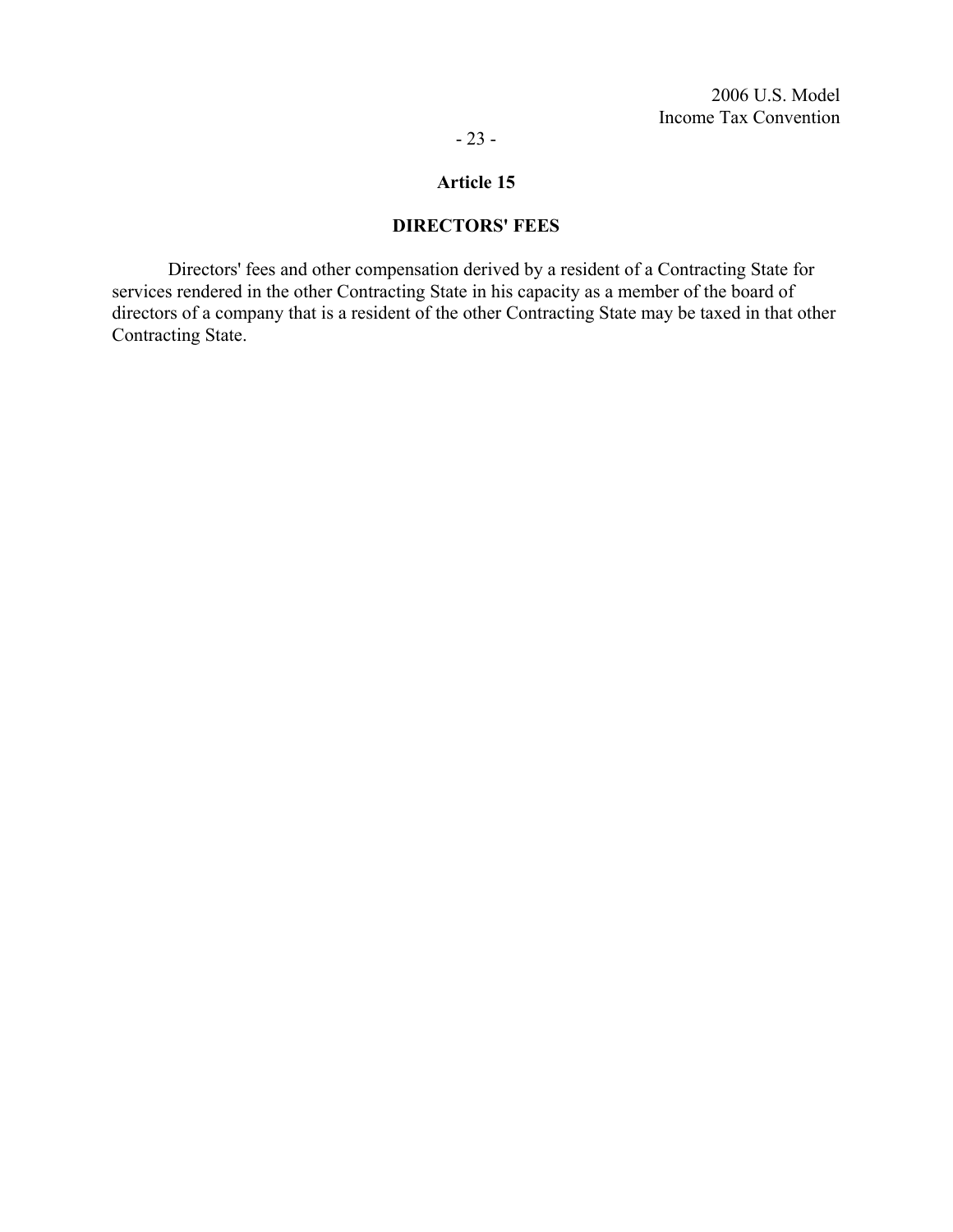## Article 15

### DIRECTORS' FEES

Directors' fees and other compensation derived by a resident of a Contracting State for services rendered in the other Contracting State in his capacity as a member of the board of directors of a company that is a resident of the other Contracting State may be taxed in that other Contracting State.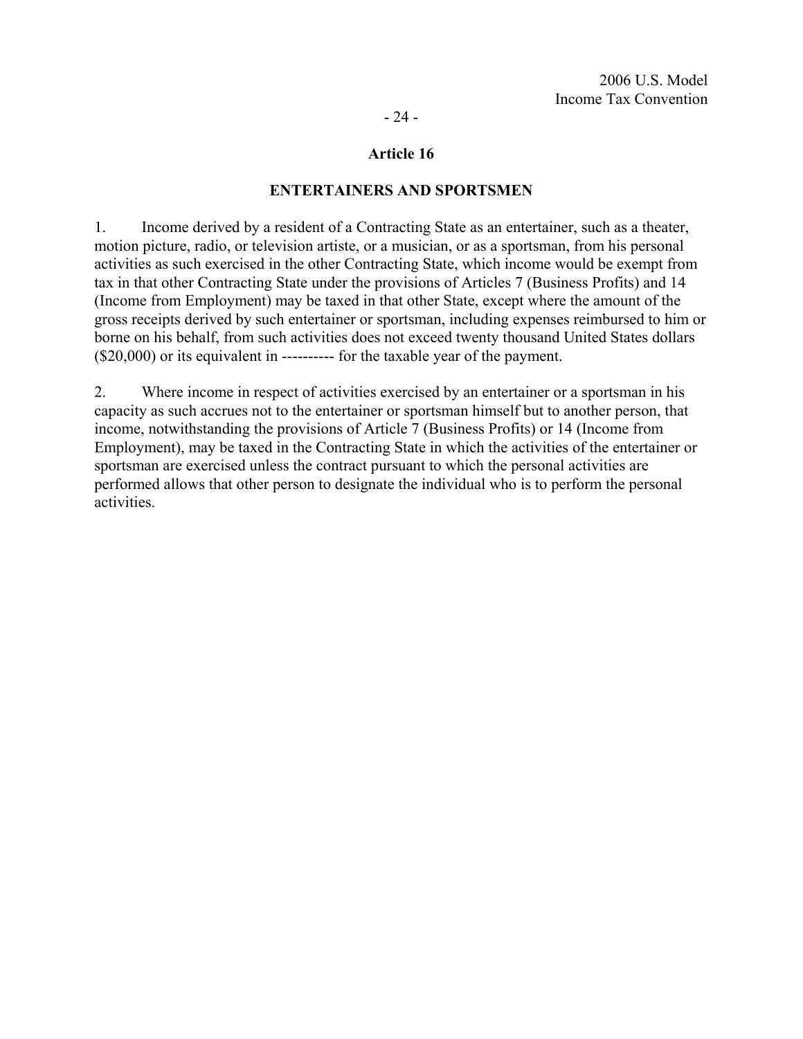## Article 16

## ENTERTAINERS AND SPORTSMEN

1. Income derived by a resident of a Contracting State as an entertainer, such as a theater, motion picture, radio, or television artiste, or a musician, or as a sportsman, from his personal activities as such exercised in the other Contracting State, which income would be exempt from tax in that other Contracting State under the provisions of Articles 7 (Business Profits) and 14 (Income from Employment) may be taxed in that other State, except where the amount of the gross receipts derived by such entertainer or sportsman, including expenses reimbursed to him or borne on his behalf, from such activities does not exceed twenty thousand United States dollars ($20,000) or its equivalent in ---------- for the taxable year of the payment.

2. Where income in respect of activities exercised by an entertainer or a sportsman in his capacity as such accrues not to the entertainer or sportsman himself but to another person, that income, notwithstanding the provisions of Article 7 (Business Profits) or 14 (Income from Employment), may be taxed in the Contracting State in which the activities of the entertainer or sportsman are exercised unless the contract pursuant to which the personal activities are performed allows that other person to designate the individual who is to perform the personal activities.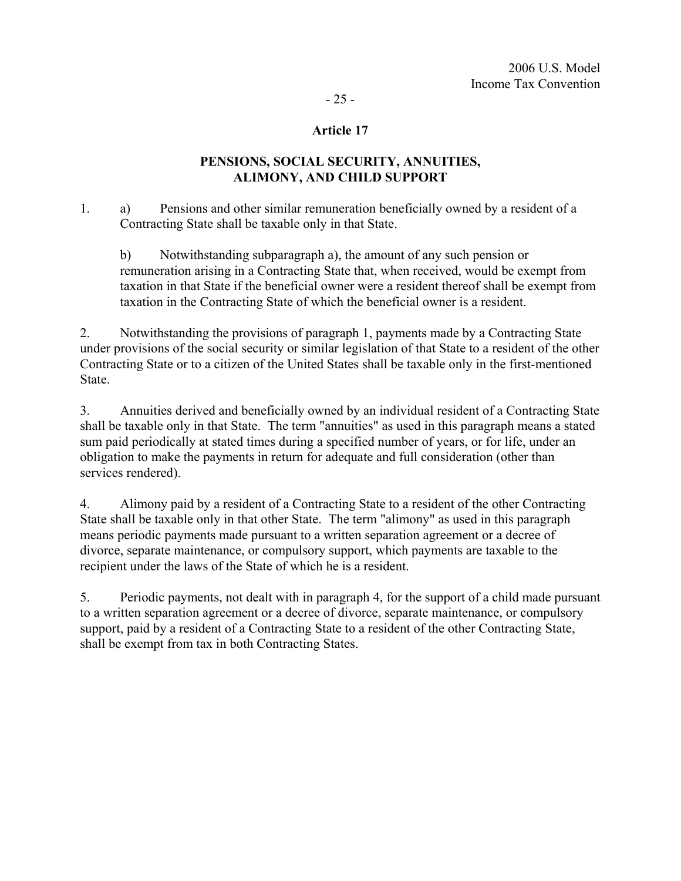## Article 17

## PENSIONS, SOCIAL SECURITY, ANNUITIES, ALIMONY, AND CHILD SUPPORT

1. a) Pensions and other similar remuneration beneficially owned by a resident of a Contracting State shall be taxable only in that State.

   b) Notwithstanding subparagraph a), the amount of any such pension or remuneration arising in a Contracting State that, when received, would be exempt from taxation in that State if the beneficial owner were a resident thereof shall be exempt from taxation in the Contracting State of which the beneficial owner is a resident.

2. Notwithstanding the provisions of paragraph 1, payments made by a Contracting State under provisions of the social security or similar legislation of that State to a resident of the other Contracting State or to a citizen of the United States shall be taxable only in the first-mentioned State.

3. Annuities derived and beneficially owned by an individual resident of a Contracting State shall be taxable only in that State. The term "annuities" as used in this paragraph means a stated sum paid periodically at stated times during a specified number of years, or for life, under an obligation to make the payments in return for adequate and full consideration (other than services rendered).

4. Alimony paid by a resident of a Contracting State to a resident of the other Contracting State shall be taxable only in that other State. The term "alimony" as used in this paragraph means periodic payments made pursuant to a written separation agreement or a decree of divorce, separate maintenance, or compulsory support, which payments are taxable to the recipient under the laws of the State of which he is a resident.

5. Periodic payments, not dealt with in paragraph 4, for the support of a child made pursuant to a written separation agreement or a decree of divorce, separate maintenance, or compulsory support, paid by a resident of a Contracting State to a resident of the other Contracting State, shall be exempt from tax in both Contracting States.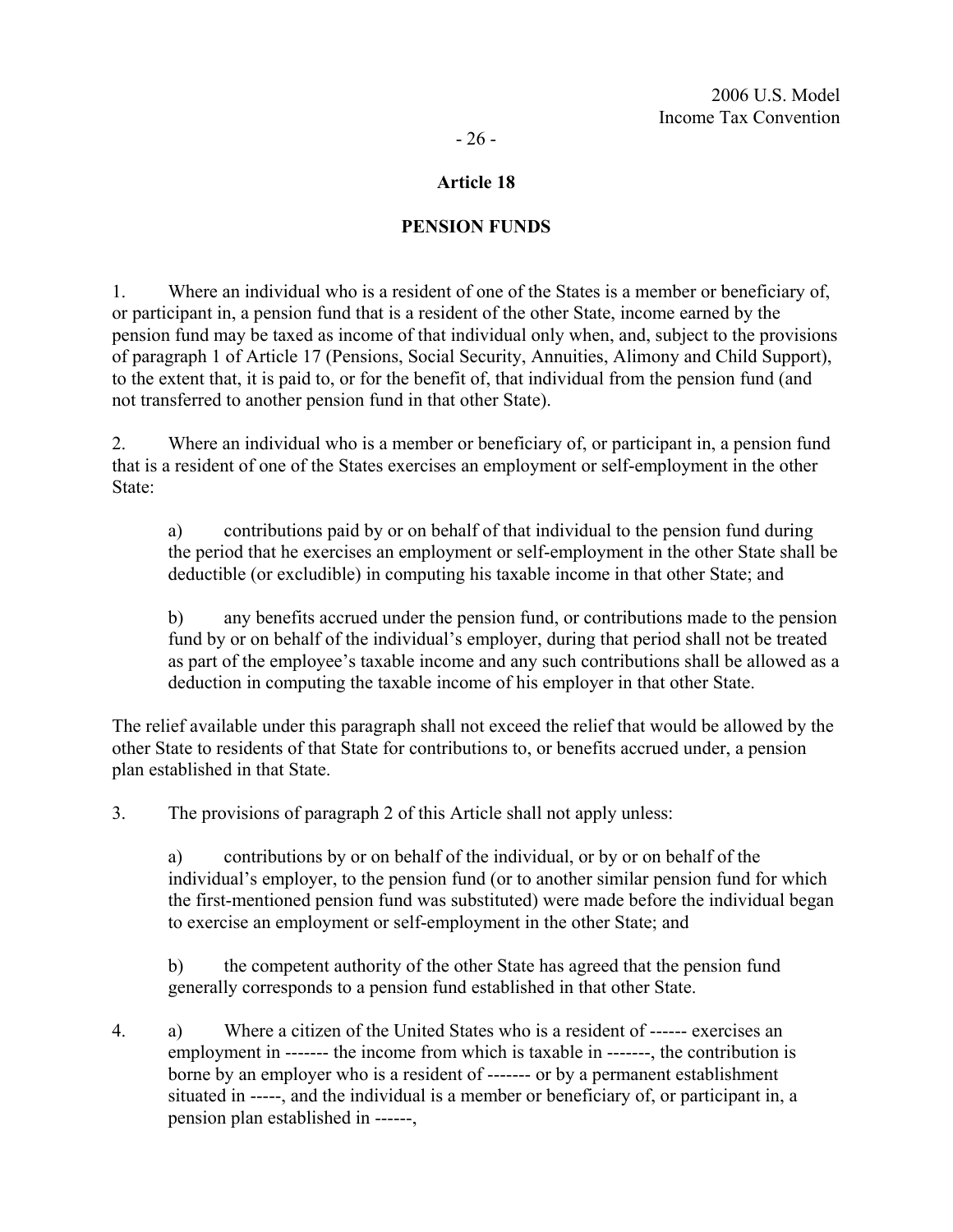## Article 18

## PENSION FUNDS

1. Where an individual who is a resident of one of the States is a member or beneficiary of, or participant in, a pension fund that is a resident of the other State, income earned by the pension fund may be taxed as income of that individual only when, and, subject to the provisions of paragraph 1 of Article 17 (Pensions, Social Security, Annuities, Alimony and Child Support), to the extent that, it is paid to, or for the benefit of, that individual from the pension fund (and not transferred to another pension fund in that other State).

2. Where an individual who is a member or beneficiary of, or participant in, a pension fund that is a resident of one of the States exercises an employment or self-employment in the other State:

   a) contributions paid by or on behalf of that individual to the pension fund during the period that he exercises an employment or self-employment in the other State shall be deductible (or excludible) in computing his taxable income in that other State; and

   b) any benefits accrued under the pension fund, or contributions made to the pension fund by or on behalf of the individual's employer, during that period shall not be treated as part of the employee's taxable income and any such contributions shall be allowed as a deduction in computing the taxable income of his employer in that other State.

The relief available under this paragraph shall not exceed the relief that would be allowed by the other State to residents of that State for contributions to, or benefits accrued under, a pension plan established in that State.

3. The provisions of paragraph 2 of this Article shall not apply unless:

   a) contributions by or on behalf of the individual, or by or on behalf of the individual's employer, to the pension fund (or to another similar pension fund for which the first-mentioned pension fund was substituted) were made before the individual began to exercise an employment or self-employment in the other State; and

   b) the competent authority of the other State has agreed that the pension fund generally corresponds to a pension fund established in that other State.

4. a) Where a citizen of the United States who is a resident of ------ exercises an employment in ------- the income from which is taxable in -------, the contribution is borne by an employer who is a resident of ------- or by a permanent establishment situated in -----, and the individual is a member or beneficiary of, or participant in, a pension plan established in ------,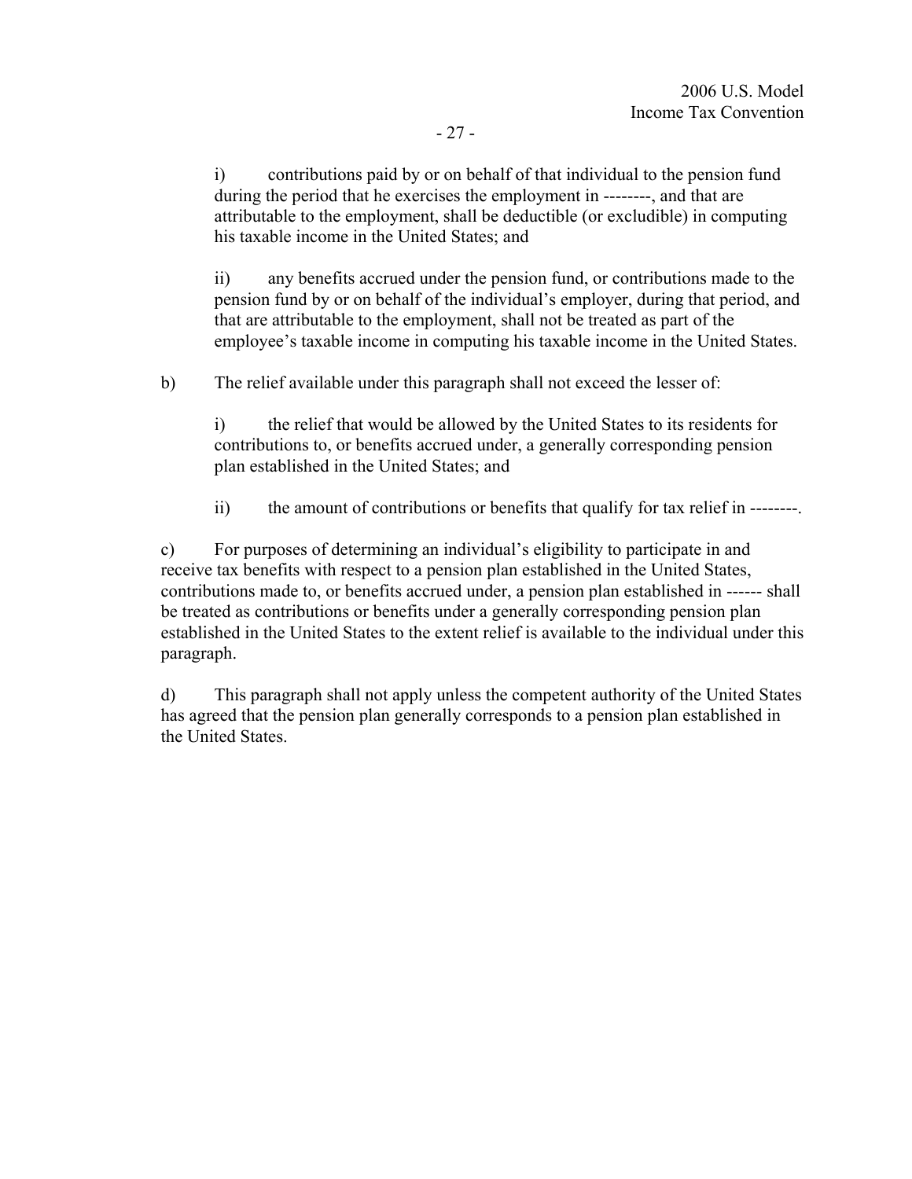i) contributions paid by or on behalf of that individual to the pension fund during the period that he exercises the employment in --------, and that are attributable to the employment, shall be deductible (or excludible) in computing his taxable income in the United States; and

ii) any benefits accrued under the pension fund, or contributions made to the pension fund by or on behalf of the individual's employer, during that period, and that are attributable to the employment, shall not be treated as part of the employee's taxable income in computing his taxable income in the United States.

b) The relief available under this paragraph shall not exceed the lesser of:

i) the relief that would be allowed by the United States to its residents for contributions to, or benefits accrued under, a generally corresponding pension plan established in the United States; and

ii) the amount of contributions or benefits that qualify for tax relief in --------.

c) For purposes of determining an individual's eligibility to participate in and receive tax benefits with respect to a pension plan established in the United States, contributions made to, or benefits accrued under, a pension plan established in ------ shall be treated as contributions or benefits under a generally corresponding pension plan established in the United States to the extent relief is available to the individual under this paragraph.

d) This paragraph shall not apply unless the competent authority of the United States has agreed that the pension plan generally corresponds to a pension plan established in the United States.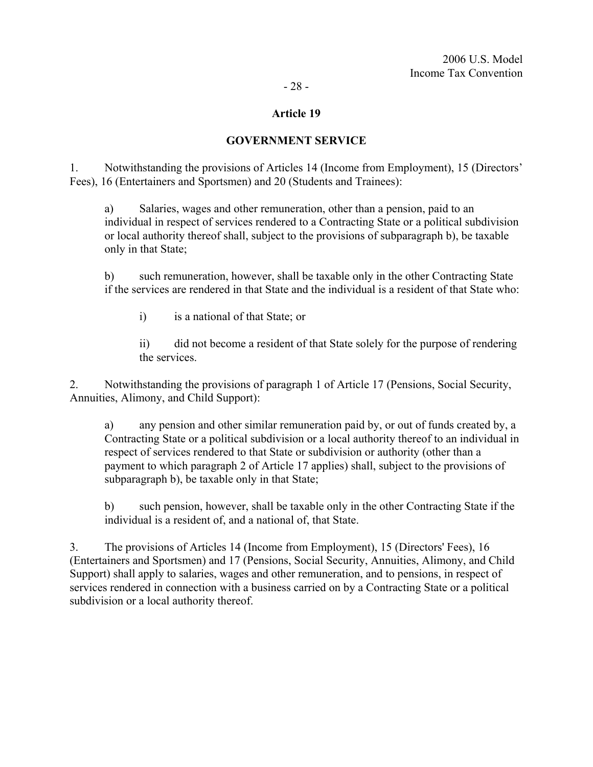## Article 19

## GOVERNMENT SERVICE

1. Notwithstanding the provisions of Articles 14 (Income from Employment), 15 (Directors' Fees), 16 (Entertainers and Sportsmen) and 20 (Students and Trainees):

   a) Salaries, wages and other remuneration, other than a pension, paid to an individual in respect of services rendered to a Contracting State or a political subdivision or local authority thereof shall, subject to the provisions of subparagraph b), be taxable only in that State;

   b) such remuneration, however, shall be taxable only in the other Contracting State if the services are rendered in that State and the individual is a resident of that State who:

      i) is a national of that State; or

      ii) did not become a resident of that State solely for the purpose of rendering the services.

2. Notwithstanding the provisions of paragraph 1 of Article 17 (Pensions, Social Security, Annuities, Alimony, and Child Support):

   a) any pension and other similar remuneration paid by, or out of funds created by, a Contracting State or a political subdivision or a local authority thereof to an individual in respect of services rendered to that State or subdivision or authority (other than a payment to which paragraph 2 of Article 17 applies) shall, subject to the provisions of subparagraph b), be taxable only in that State;

   b) such pension, however, shall be taxable only in the other Contracting State if the individual is a resident of, and a national of, that State.

3. The provisions of Articles 14 (Income from Employment), 15 (Directors' Fees), 16 (Entertainers and Sportsmen) and 17 (Pensions, Social Security, Annuities, Alimony, and Child Support) shall apply to salaries, wages and other remuneration, and to pensions, in respect of services rendered in connection with a business carried on by a Contracting State or a political subdivision or a local authority thereof.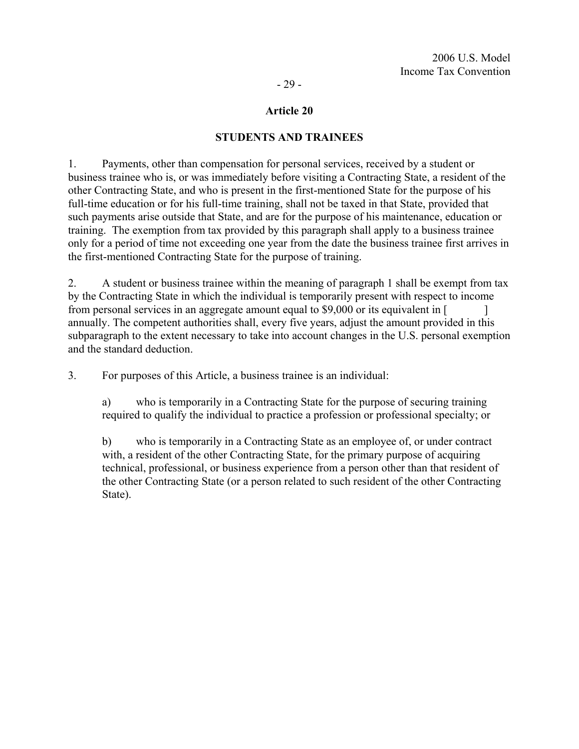## Article 20

## STUDENTS AND TRAINEES

1. Payments, other than compensation for personal services, received by a student or business trainee who is, or was immediately before visiting a Contracting State, a resident of the other Contracting State, and who is present in the first-mentioned State for the purpose of his full-time education or for his full-time training, shall not be taxed in that State, provided that such payments arise outside that State, and are for the purpose of his maintenance, education or training. The exemption from tax provided by this paragraph shall apply to a business trainee only for a period of time not exceeding one year from the date the business trainee first arrives in the first-mentioned Contracting State for the purpose of training.

2. A student or business trainee within the meaning of paragraph 1 shall be exempt from tax by the Contracting State in which the individual is temporarily present with respect to income from personal services in an aggregate amount equal to $9,000 or its equivalent in [ ] annually. The competent authorities shall, every five years, adjust the amount provided in this subparagraph to the extent necessary to take into account changes in the U.S. personal exemption and the standard deduction.

3. For purposes of this Article, a business trainee is an individual:

   a) who is temporarily in a Contracting State for the purpose of securing training required to qualify the individual to practice a profession or professional specialty; or

   b) who is temporarily in a Contracting State as an employee of, or under contract with, a resident of the other Contracting State, for the primary purpose of acquiring technical, professional, or business experience from a person other than that resident of the other Contracting State (or a person related to such resident of the other Contracting State).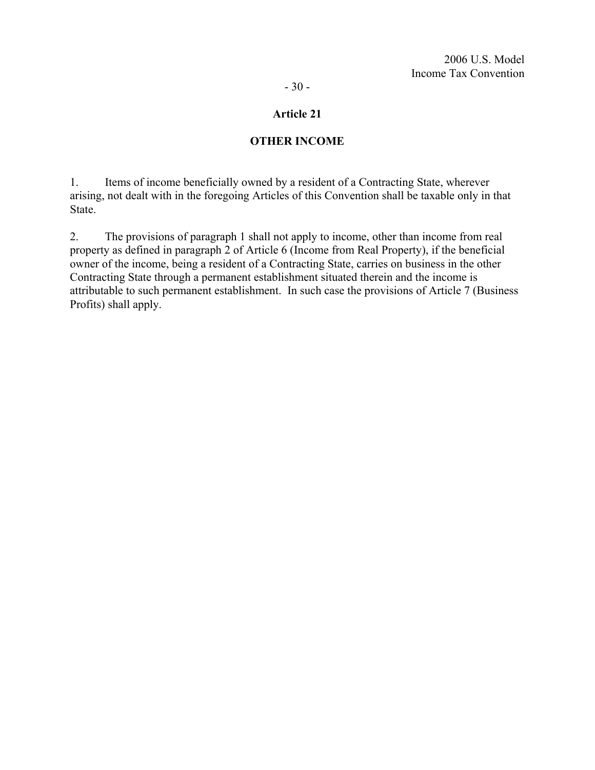## Article 21

## OTHER INCOME

1. Items of income beneficially owned by a resident of a Contracting State, wherever arising, not dealt with in the foregoing Articles of this Convention shall be taxable only in that State.

2. The provisions of paragraph 1 shall not apply to income, other than income from real property as defined in paragraph 2 of Article 6 (Income from Real Property), if the beneficial owner of the income, being a resident of a Contracting State, carries on business in the other Contracting State through a permanent establishment situated therein and the income is attributable to such permanent establishment. In such case the provisions of Article 7 (Business Profits) shall apply.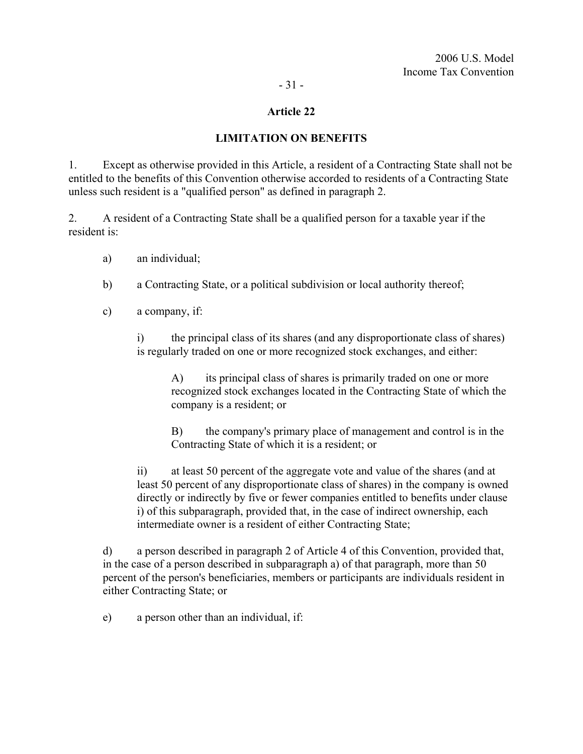## Article 22

## LIMITATION ON BENEFITS

1. Except as otherwise provided in this Article, a resident of a Contracting State shall not be entitled to the benefits of this Convention otherwise accorded to residents of a Contracting State unless such resident is a "qualified person" as defined in paragraph 2.

2. A resident of a Contracting State shall be a qualified person for a taxable year if the resident is:

a) an individual;

b) a Contracting State, or a political subdivision or local authority thereof;

c) a company, if:

i) the principal class of its shares (and any disproportionate class of shares) is regularly traded on one or more recognized stock exchanges, and either:

A) its principal class of shares is primarily traded on one or more recognized stock exchanges located in the Contracting State of which the company is a resident; or

B) the company's primary place of management and control is in the Contracting State of which it is a resident; or

ii) at least 50 percent of the aggregate vote and value of the shares (and at least 50 percent of any disproportionate class of shares) in the company is owned directly or indirectly by five or fewer companies entitled to benefits under clause i) of this subparagraph, provided that, in the case of indirect ownership, each intermediate owner is a resident of either Contracting State;

d) a person described in paragraph 2 of Article 4 of this Convention, provided that, in the case of a person described in subparagraph a) of that paragraph, more than 50 percent of the person's beneficiaries, members or participants are individuals resident in either Contracting State; or

e) a person other than an individual, if: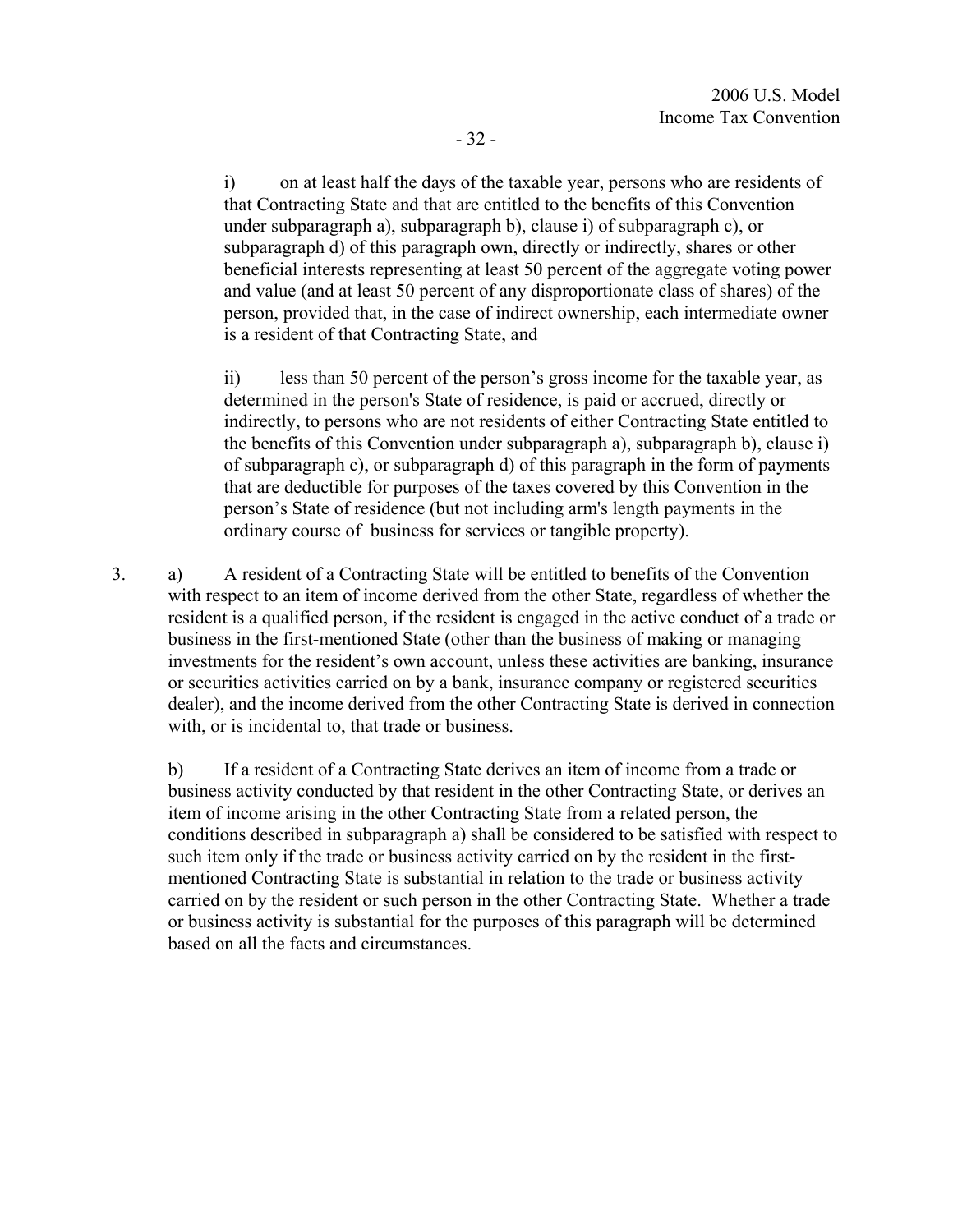i) on at least half the days of the taxable year, persons who are residents of that Contracting State and that are entitled to the benefits of this Convention under subparagraph a), subparagraph b), clause i) of subparagraph c), or subparagraph d) of this paragraph own, directly or indirectly, shares or other beneficial interests representing at least 50 percent of the aggregate voting power and value (and at least 50 percent of any disproportionate class of shares) of the person, provided that, in the case of indirect ownership, each intermediate owner is a resident of that Contracting State, and

ii) less than 50 percent of the person's gross income for the taxable year, as determined in the person's State of residence, is paid or accrued, directly or indirectly, to persons who are not residents of either Contracting State entitled to the benefits of this Convention under subparagraph a), subparagraph b), clause i) of subparagraph c), or subparagraph d) of this paragraph in the form of payments that are deductible for purposes of the taxes covered by this Convention in the person's State of residence (but not including arm's length payments in the ordinary course of business for services or tangible property).

3. a) A resident of a Contracting State will be entitled to benefits of the Convention with respect to an item of income derived from the other State, regardless of whether the resident is a qualified person, if the resident is engaged in the active conduct of a trade or business in the first-mentioned State (other than the business of making or managing investments for the resident's own account, unless these activities are banking, insurance or securities activities carried on by a bank, insurance company or registered securities dealer), and the income derived from the other Contracting State is derived in connection with, or is incidental to, that trade or business.

b) If a resident of a Contracting State derives an item of income from a trade or business activity conducted by that resident in the other Contracting State, or derives an item of income arising in the other Contracting State from a related person, the conditions described in subparagraph a) shall be considered to be satisfied with respect to such item only if the trade or business activity carried on by the resident in the first-mentioned Contracting State is substantial in relation to the trade or business activity carried on by the resident or such person in the other Contracting State. Whether a trade or business activity is substantial for the purposes of this paragraph will be determined based on all the facts and circumstances.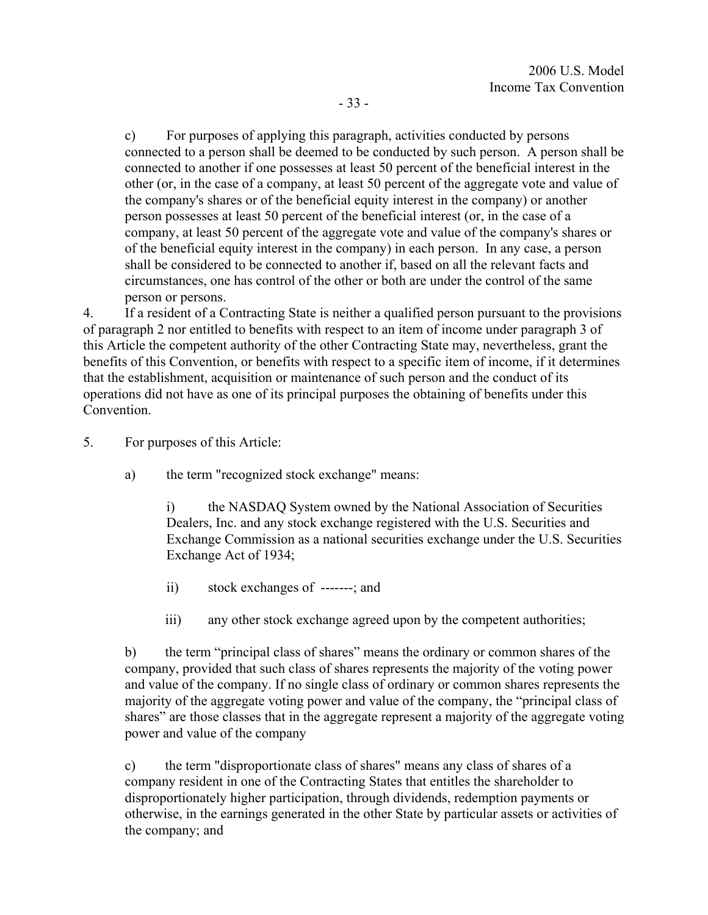c) For purposes of applying this paragraph, activities conducted by persons connected to a person shall be deemed to be conducted by such person. A person shall be connected to another if one possesses at least 50 percent of the beneficial interest in the other (or, in the case of a company, at least 50 percent of the aggregate vote and value of the company's shares or of the beneficial equity interest in the company) or another person possesses at least 50 percent of the beneficial interest (or, in the case of a company, at least 50 percent of the aggregate vote and value of the company's shares or of the beneficial equity interest in the company) in each person. In any case, a person shall be considered to be connected to another if, based on all the relevant facts and circumstances, one has control of the other or both are under the control of the same person or persons.

4. If a resident of a Contracting State is neither a qualified person pursuant to the provisions of paragraph 2 nor entitled to benefits with respect to an item of income under paragraph 3 of this Article the competent authority of the other Contracting State may, nevertheless, grant the benefits of this Convention, or benefits with respect to a specific item of income, if it determines that the establishment, acquisition or maintenance of such person and the conduct of its operations did not have as one of its principal purposes the obtaining of benefits under this Convention.

5. For purposes of this Article:

a) the term "recognized stock exchange" means:

i) the NASDAQ System owned by the National Association of Securities Dealers, Inc. and any stock exchange registered with the U.S. Securities and Exchange Commission as a national securities exchange under the U.S. Securities Exchange Act of 1934;

ii) stock exchanges of -------; and

iii) any other stock exchange agreed upon by the competent authorities;

b) the term “principal class of shares” means the ordinary or common shares of the company, provided that such class of shares represents the majority of the voting power and value of the company. If no single class of ordinary or common shares represents the majority of the aggregate voting power and value of the company, the “principal class of shares” are those classes that in the aggregate represent a majority of the aggregate voting power and value of the company

c) the term "disproportionate class of shares" means any class of shares of a company resident in one of the Contracting States that entitles the shareholder to disproportionately higher participation, through dividends, redemption payments or otherwise, in the earnings generated in the other State by particular assets or activities of the company; and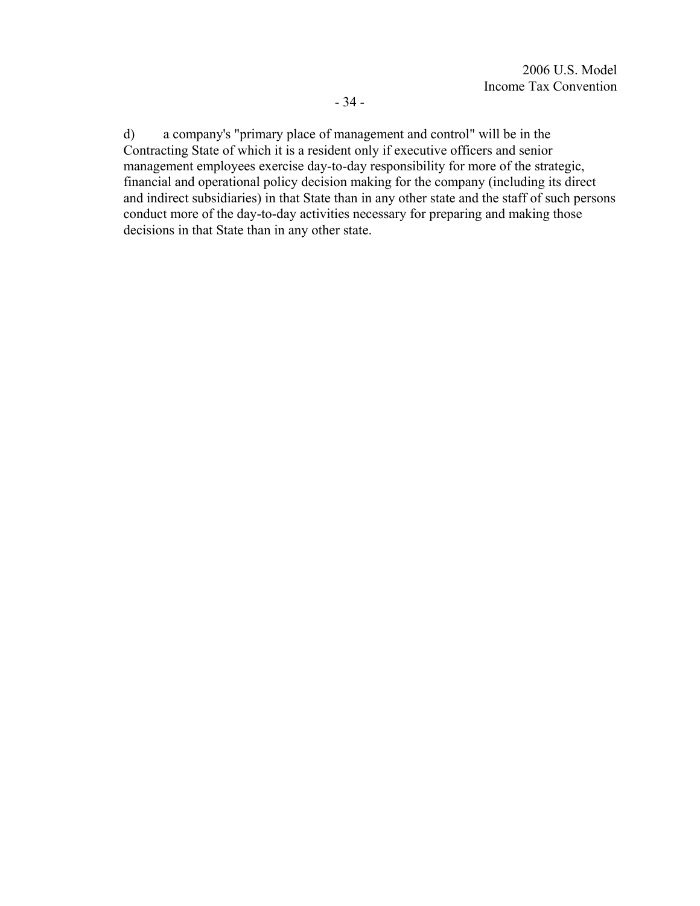d) a company's "primary place of management and control" will be in the Contracting State of which it is a resident only if executive officers and senior management employees exercise day-to-day responsibility for more of the strategic, financial and operational policy decision making for the company (including its direct and indirect subsidiaries) in that State than in any other state and the staff of such persons conduct more of the day-to-day activities necessary for preparing and making those decisions in that State than in any other state.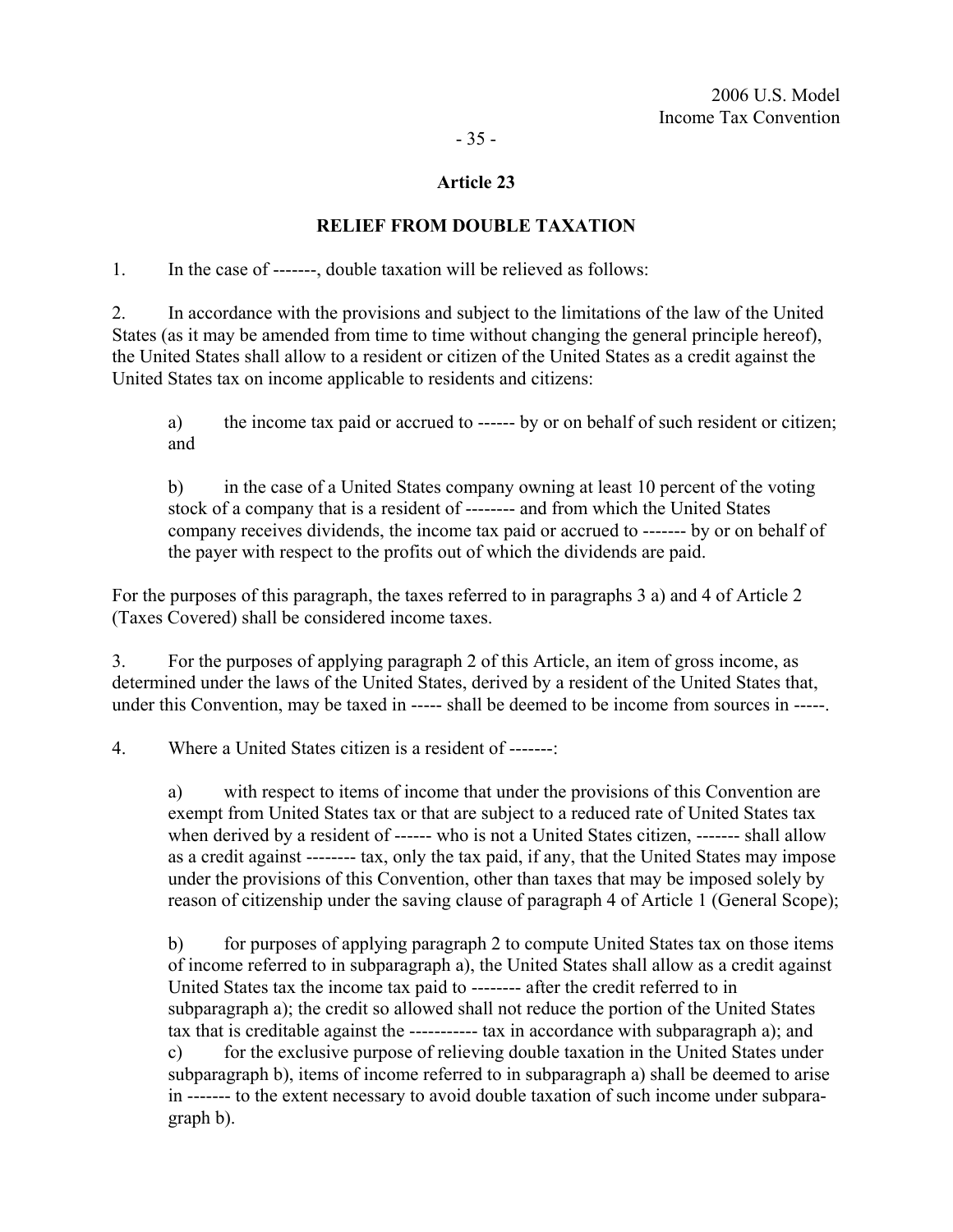## Article 23

## RELIEF FROM DOUBLE TAXATION

1. In the case of -------, double taxation will be relieved as follows:

2. In accordance with the provisions and subject to the limitations of the law of the United States (as it may be amended from time to time without changing the general principle hereof), the United States shall allow to a resident or citizen of the United States as a credit against the United States tax on income applicable to residents and citizens:

   a) the income tax paid or accrued to ------ by or on behalf of such resident or citizen; and

   b) in the case of a United States company owning at least 10 percent of the voting stock of a company that is a resident of -------- and from which the United States company receives dividends, the income tax paid or accrued to ------- by or on behalf of the payer with respect to the profits out of which the dividends are paid.

For the purposes of this paragraph, the taxes referred to in paragraphs 3 a) and 4 of Article 2 (Taxes Covered) shall be considered income taxes.

3. For the purposes of applying paragraph 2 of this Article, an item of gross income, as determined under the laws of the United States, derived by a resident of the United States that, under this Convention, may be taxed in ----- shall be deemed to be income from sources in -----.

4. Where a United States citizen is a resident of -------:

   a) with respect to items of income that under the provisions of this Convention are exempt from United States tax or that are subject to a reduced rate of United States tax when derived by a resident of ------ who is not a United States citizen, ------- shall allow as a credit against -------- tax, only the tax paid, if any, that the United States may impose under the provisions of this Convention, other than taxes that may be imposed solely by reason of citizenship under the saving clause of paragraph 4 of Article 1 (General Scope);

   b) for purposes of applying paragraph 2 to compute United States tax on those items of income referred to in subparagraph a), the United States shall allow as a credit against United States tax the income tax paid to -------- after the credit referred to in subparagraph a); the credit so allowed shall not reduce the portion of the United States tax that is creditable against the ----------- tax in accordance with subparagraph a); and

   c) for the exclusive purpose of relieving double taxation in the United States under subparagraph b), items of income referred to in subparagraph a) shall be deemed to arise in ------- to the extent necessary to avoid double taxation of such income under subparagraph b).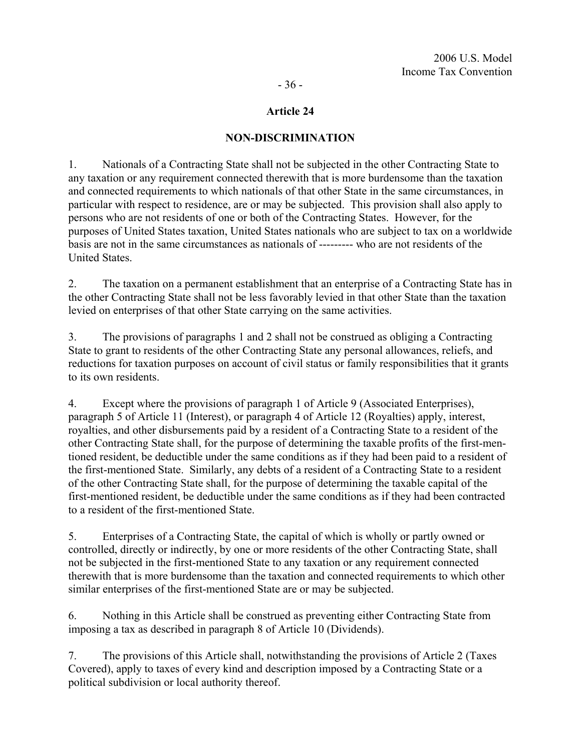## Article 24

## NON-DISCRIMINATION

1. Nationals of a Contracting State shall not be subjected in the other Contracting State to any taxation or any requirement connected therewith that is more burdensome than the taxation and connected requirements to which nationals of that other State in the same circumstances, in particular with respect to residence, are or may be subjected. This provision shall also apply to persons who are not residents of one or both of the Contracting States. However, for the purposes of United States taxation, United States nationals who are subject to tax on a worldwide basis are not in the same circumstances as nationals of --------- who are not residents of the United States.

2. The taxation on a permanent establishment that an enterprise of a Contracting State has in the other Contracting State shall not be less favorably levied in that other State than the taxation levied on enterprises of that other State carrying on the same activities.

3. The provisions of paragraphs 1 and 2 shall not be construed as obliging a Contracting State to grant to residents of the other Contracting State any personal allowances, reliefs, and reductions for taxation purposes on account of civil status or family responsibilities that it grants to its own residents.

4. Except where the provisions of paragraph 1 of Article 9 (Associated Enterprises), paragraph 5 of Article 11 (Interest), or paragraph 4 of Article 12 (Royalties) apply, interest, royalties, and other disbursements paid by a resident of a Contracting State to a resident of the other Contracting State shall, for the purpose of determining the taxable profits of the first-mentioned resident, be deductible under the same conditions as if they had been paid to a resident of the first-mentioned State. Similarly, any debts of a resident of a Contracting State to a resident of the other Contracting State shall, for the purpose of determining the taxable capital of the first-mentioned resident, be deductible under the same conditions as if they had been contracted to a resident of the first-mentioned State.

5. Enterprises of a Contracting State, the capital of which is wholly or partly owned or controlled, directly or indirectly, by one or more residents of the other Contracting State, shall not be subjected in the first-mentioned State to any taxation or any requirement connected therewith that is more burdensome than the taxation and connected requirements to which other similar enterprises of the first-mentioned State are or may be subjected.

6. Nothing in this Article shall be construed as preventing either Contracting State from imposing a tax as described in paragraph 8 of Article 10 (Dividends).

7. The provisions of this Article shall, notwithstanding the provisions of Article 2 (Taxes Covered), apply to taxes of every kind and description imposed by a Contracting State or a political subdivision or local authority thereof.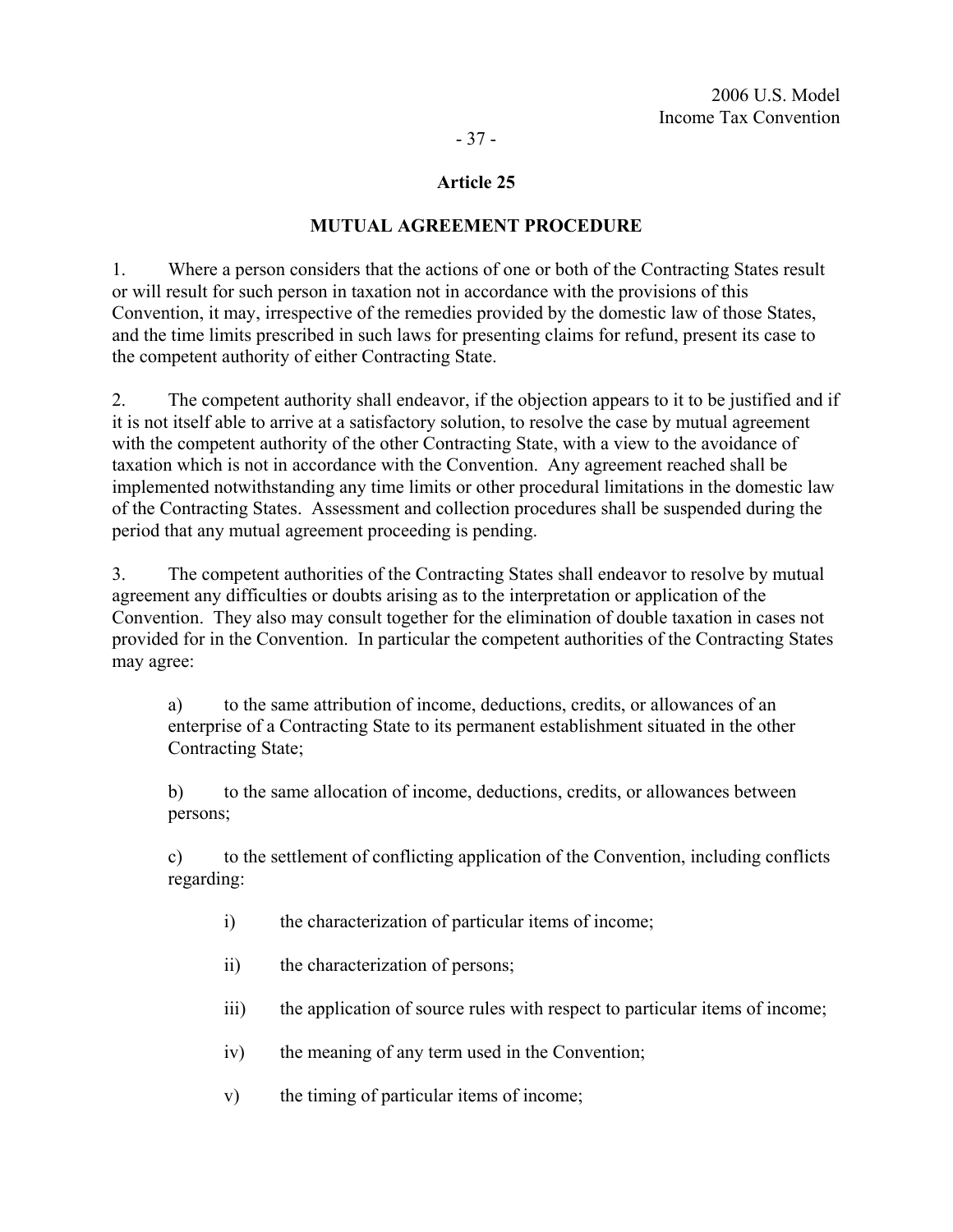## Article 25

## MUTUAL AGREEMENT PROCEDURE

1. Where a person considers that the actions of one or both of the Contracting States result or will result for such person in taxation not in accordance with the provisions of this Convention, it may, irrespective of the remedies provided by the domestic law of those States, and the time limits prescribed in such laws for presenting claims for refund, present its case to the competent authority of either Contracting State.

2. The competent authority shall endeavor, if the objection appears to it to be justified and if it is not itself able to arrive at a satisfactory solution, to resolve the case by mutual agreement with the competent authority of the other Contracting State, with a view to the avoidance of taxation which is not in accordance with the Convention. Any agreement reached shall be implemented notwithstanding any time limits or other procedural limitations in the domestic law of the Contracting States. Assessment and collection procedures shall be suspended during the period that any mutual agreement proceeding is pending.

3. The competent authorities of the Contracting States shall endeavor to resolve by mutual agreement any difficulties or doubts arising as to the interpretation or application of the Convention. They also may consult together for the elimination of double taxation in cases not provided for in the Convention. In particular the competent authorities of the Contracting States may agree:

a) to the same attribution of income, deductions, credits, or allowances of an enterprise of a Contracting State to its permanent establishment situated in the other Contracting State;

b) to the same allocation of income, deductions, credits, or allowances between persons;

c) to the settlement of conflicting application of the Convention, including conflicts regarding:

i) the characterization of particular items of income;

ii) the characterization of persons;

iii) the application of source rules with respect to particular items of income;

iv) the meaning of any term used in the Convention;

v) the timing of particular items of income;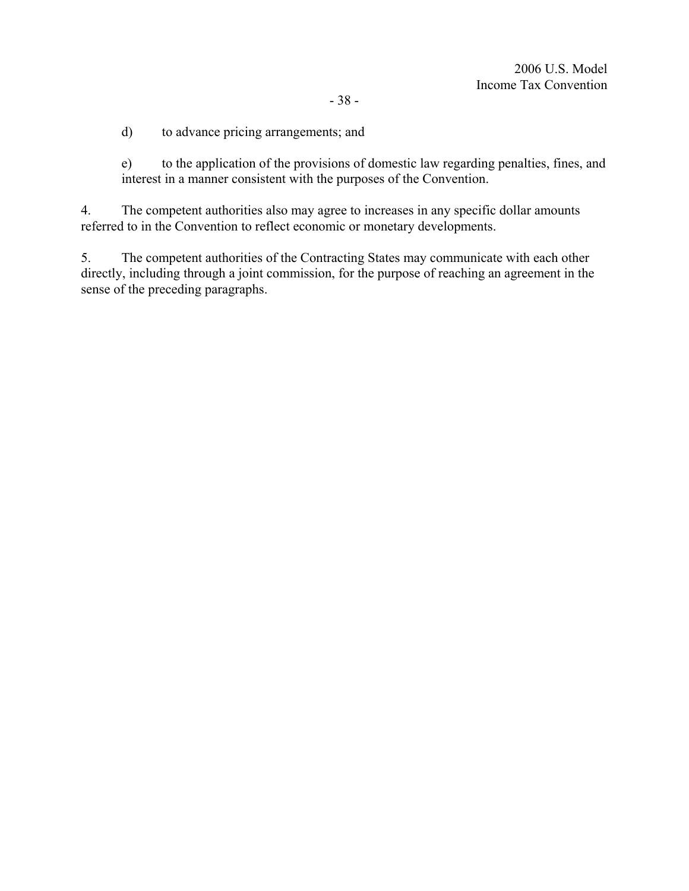d) to advance pricing arrangements; and

e) to the application of the provisions of domestic law regarding penalties, fines, and interest in a manner consistent with the purposes of the Convention.

4. The competent authorities also may agree to increases in any specific dollar amounts referred to in the Convention to reflect economic or monetary developments.

5. The competent authorities of the Contracting States may communicate with each other directly, including through a joint commission, for the purpose of reaching an agreement in the sense of the preceding paragraphs.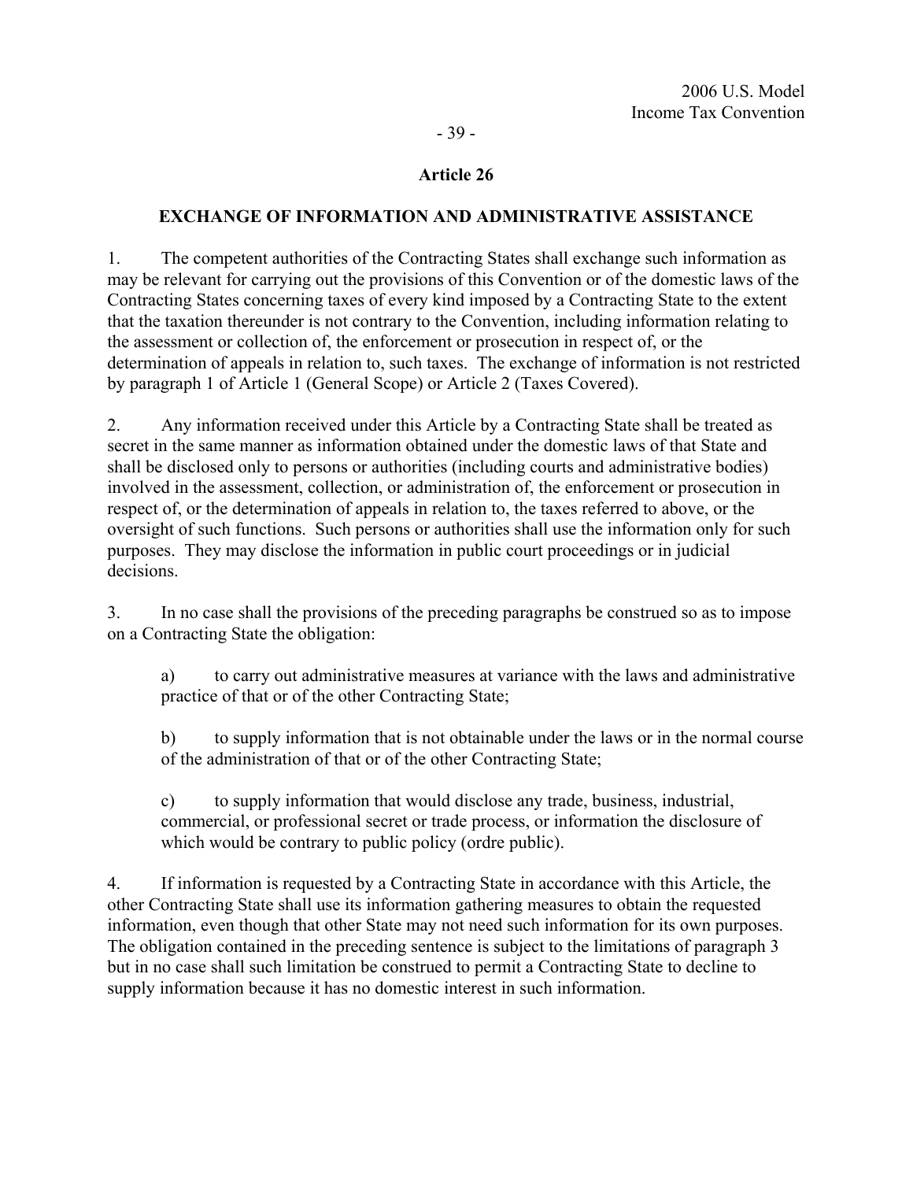## Article 26

### EXCHANGE OF INFORMATION AND ADMINISTRATIVE ASSISTANCE

1. The competent authorities of the Contracting States shall exchange such information as may be relevant for carrying out the provisions of this Convention or of the domestic laws of the Contracting States concerning taxes of every kind imposed by a Contracting State to the extent that the taxation thereunder is not contrary to the Convention, including information relating to the assessment or collection of, the enforcement or prosecution in respect of, or the determination of appeals in relation to, such taxes. The exchange of information is not restricted by paragraph 1 of Article 1 (General Scope) or Article 2 (Taxes Covered).

2. Any information received under this Article by a Contracting State shall be treated as secret in the same manner as information obtained under the domestic laws of that State and shall be disclosed only to persons or authorities (including courts and administrative bodies) involved in the assessment, collection, or administration of, the enforcement or prosecution in respect of, or the determination of appeals in relation to, the taxes referred to above, or the oversight of such functions. Such persons or authorities shall use the information only for such purposes. They may disclose the information in public court proceedings or in judicial decisions.

3. In no case shall the provisions of the preceding paragraphs be construed so as to impose on a Contracting State the obligation:

a) to carry out administrative measures at variance with the laws and administrative practice of that or of the other Contracting State;

b) to supply information that is not obtainable under the laws or in the normal course of the administration of that or of the other Contracting State;

c) to supply information that would disclose any trade, business, industrial, commercial, or professional secret or trade process, or information the disclosure of which would be contrary to public policy (ordre public).

4. If information is requested by a Contracting State in accordance with this Article, the other Contracting State shall use its information gathering measures to obtain the requested information, even though that other State may not need such information for its own purposes. The obligation contained in the preceding sentence is subject to the limitations of paragraph 3 but in no case shall such limitation be construed to permit a Contracting State to decline to supply information because it has no domestic interest in such information.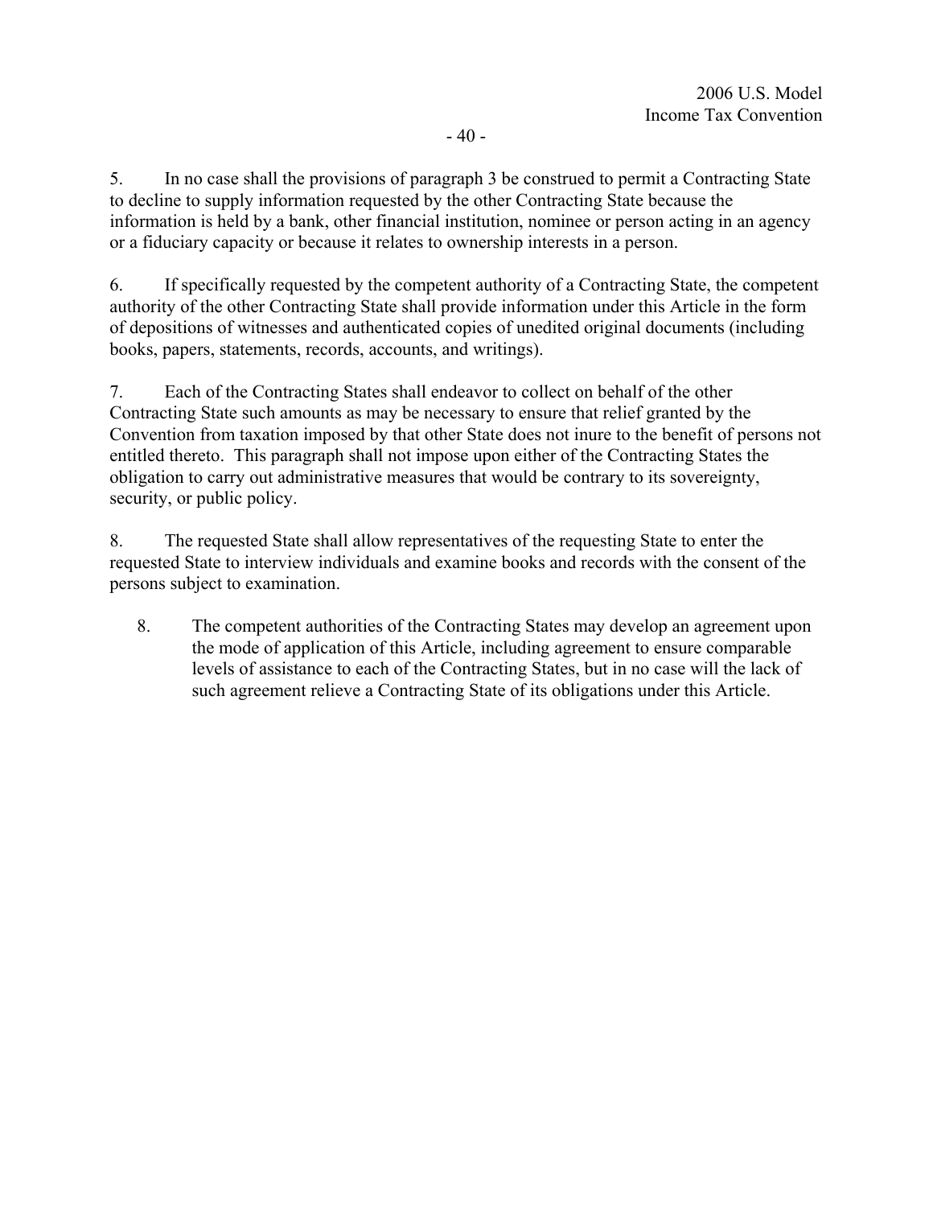5. In no case shall the provisions of paragraph 3 be construed to permit a Contracting State to decline to supply information requested by the other Contracting State because the information is held by a bank, other financial institution, nominee or person acting in an agency or a fiduciary capacity or because it relates to ownership interests in a person.

6. If specifically requested by the competent authority of a Contracting State, the competent authority of the other Contracting State shall provide information under this Article in the form of depositions of witnesses and authenticated copies of unedited original documents (including books, papers, statements, records, accounts, and writings).

7. Each of the Contracting States shall endeavor to collect on behalf of the other Contracting State such amounts as may be necessary to ensure that relief granted by the Convention from taxation imposed by that other State does not inure to the benefit of persons not entitled thereto. This paragraph shall not impose upon either of the Contracting States the obligation to carry out administrative measures that would be contrary to its sovereignty, security, or public policy.

8. The requested State shall allow representatives of the requesting State to enter the requested State to interview individuals and examine books and records with the consent of the persons subject to examination.

8. The competent authorities of the Contracting States may develop an agreement upon the mode of application of this Article, including agreement to ensure comparable levels of assistance to each of the Contracting States, but in no case will the lack of such agreement relieve a Contracting State of its obligations under this Article.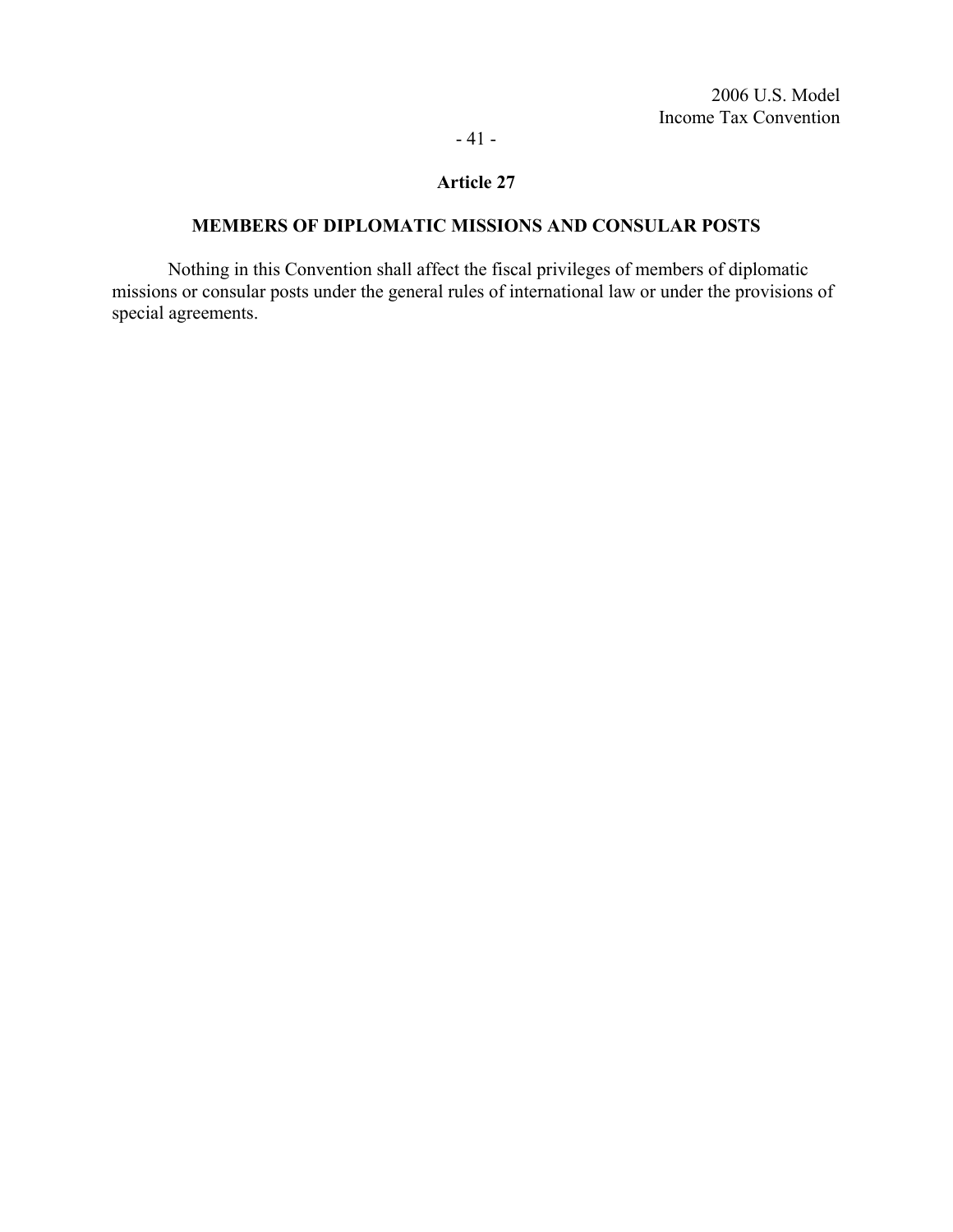## Article 27

### MEMBERS OF DIPLOMATIC MISSIONS AND CONSULAR POSTS

Nothing in this Convention shall affect the fiscal privileges of members of diplomatic missions or consular posts under the general rules of international law or under the provisions of special agreements.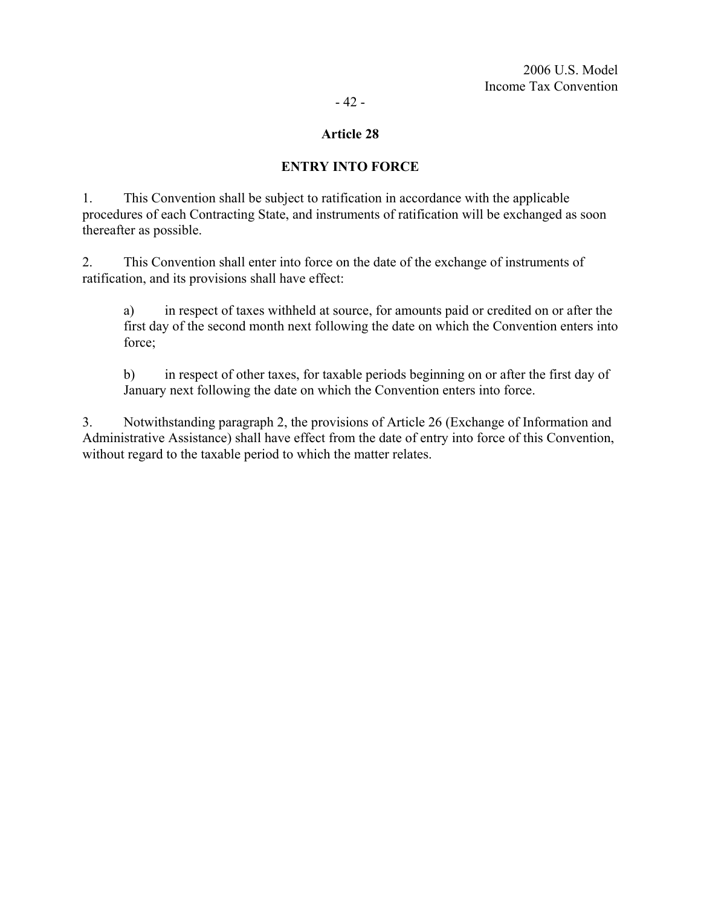## Article 28

### ENTRY INTO FORCE

1. This Convention shall be subject to ratification in accordance with the applicable procedures of each Contracting State, and instruments of ratification will be exchanged as soon thereafter as possible.

2. This Convention shall enter into force on the date of the exchange of instruments of ratification, and its provisions shall have effect:

   a) in respect of taxes withheld at source, for amounts paid or credited on or after the first day of the second month next following the date on which the Convention enters into force;

   b) in respect of other taxes, for taxable periods beginning on or after the first day of January next following the date on which the Convention enters into force.

3. Notwithstanding paragraph 2, the provisions of Article 26 (Exchange of Information and Administrative Assistance) shall have effect from the date of entry into force of this Convention, without regard to the taxable period to which the matter relates.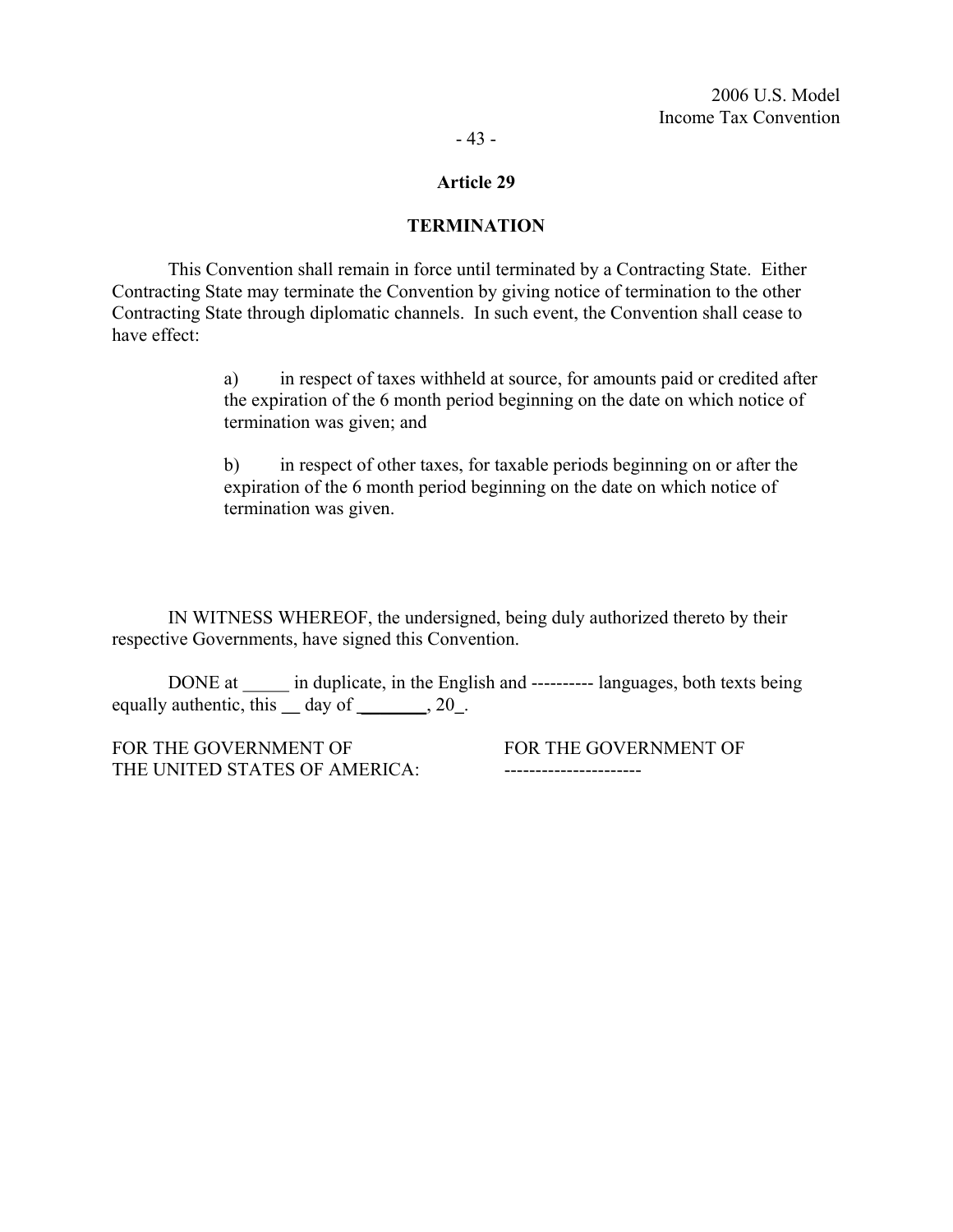### Article 29

### TERMINATION

This Convention shall remain in force until terminated by a Contracting State. Either Contracting State may terminate the Convention by giving notice of termination to the other Contracting State through diplomatic channels. In such event, the Convention shall cease to have effect:

a) in respect of taxes withheld at source, for amounts paid or credited after the expiration of the 6 month period beginning on the date on which notice of termination was given; and

b) in respect of other taxes, for taxable periods beginning on or after the expiration of the 6 month period beginning on the date on which notice of termination was given.

IN WITNESS WHEREOF, the undersigned, being duly authorized thereto by their respective Governments, have signed this Convention.

DONE at _____ in duplicate, in the English and ---------- languages, both texts being equally authentic, this __ day of ________, 20_.

FOR THE GOVERNMENT OF THE UNITED STATES OF AMERICA:

FOR THE GOVERNMENT OF ---------------------